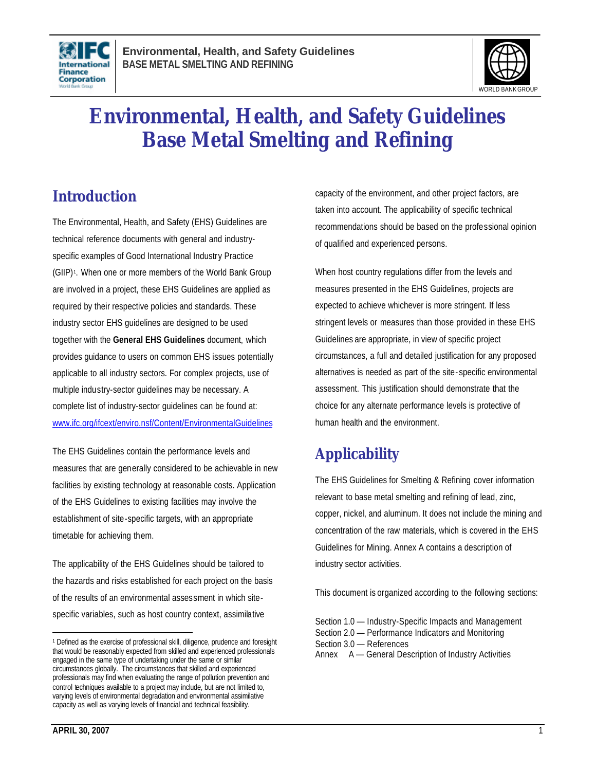# Environmental, Health, and Safety Guidelines Base Metal Smelting and Refining

## Introduction

The Environmental, Health, and Safety (EHS) Guidelines are technical reference documents with general and industry-specific examples of Good International Industry Practice (GIIP)[1]. When one or more members of the World Bank Group are involved in a project, these EHS Guidelines are applied as required by their respective policies and standards. These industry sector EHS guidelines are designed to be used together with the **General EHS Guidelines** document, which provides guidance to users on common EHS issues potentially applicable to all industry sectors. For complex projects, use of multiple industry-sector guidelines may be necessary. A complete list of industry-sector guidelines can be found at: www.ifc.org/ifcext/enviro.nsf/Content/EnvironmentalGuidelines

The EHS Guidelines contain the performance levels and measures that are generally considered to be achievable in new facilities by existing technology at reasonable costs. Application of the EHS Guidelines to existing facilities may involve the establishment of site-specific targets, with an appropriate timetable for achieving them.

The applicability of the EHS Guidelines should be tailored to the hazards and risks established for each project on the basis of the results of an environmental assessment in which site-specific variables, such as host country context, assimilative capacity of the environment, and other project factors, are taken into account. The applicability of specific technical recommendations should be based on the professional opinion of qualified and experienced persons.

When host country regulations differ from the levels and measures presented in the EHS Guidelines, projects are expected to achieve whichever is more stringent. If less stringent levels or measures than those provided in these EHS Guidelines are appropriate, in view of specific project circumstances, a full and detailed justification for any proposed alternatives is needed as part of the site-specific environmental assessment. This justification should demonstrate that the choice for any alternate performance levels is protective of human health and the environment.

## Applicability

The EHS Guidelines for Smelting & Refining cover information relevant to base metal smelting and refining of lead, zinc, copper, nickel, and aluminum. It does not include the mining and concentration of the raw materials, which is covered in the EHS Guidelines for Mining. Annex A contains a description of industry sector activities.

This document is organized according to the following sections:

Section 1.0 — Industry-Specific Impacts and Management
Section 2.0 — Performance Indicators and Monitoring
Section 3.0 — References
Annex A — General Description of Industry Activities

---

[1] Defined as the exercise of professional skill, diligence, prudence and foresight that would be reasonably expected from skilled and experienced professionals engaged in the same type of undertaking under the same or similar circumstances globally. The circumstances that skilled and experienced professionals may find when evaluating the range of pollution prevention and control techniques available to a project may include, but are not limited to, varying levels of environmental degradation and environmental assimilative capacity as well as varying levels of financial and technical feasibility.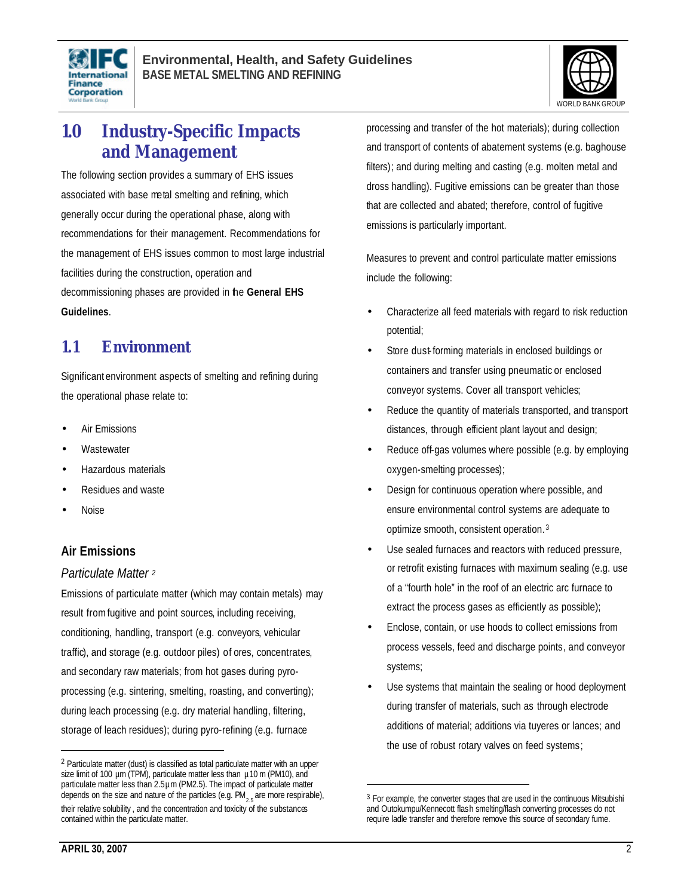# 1.0 Industry-Specific Impacts and Management

The following section provides a summary of EHS issues associated with base metal smelting and refining, which generally occur during the operational phase, along with recommendations for their management. Recommendations for the management of EHS issues common to most large industrial facilities during the construction, operation and decommissioning phases are provided in the **General EHS Guidelines**.

## 1.1 Environment

Significant environment aspects of smelting and refining during the operational phase relate to:

- Air Emissions
- Wastewater
- Hazardous materials
- Residues and waste
- Noise

### Air Emissions

*Particulate Matter* [2]

Emissions of particulate matter (which may contain metals) may result from fugitive and point sources, including receiving, conditioning, handling, transport (e.g. conveyors, vehicular traffic), and storage (e.g. outdoor piles) of ores, concentrates, and secondary raw materials; from hot gases during pyro-processing (e.g. sintering, smelting, roasting, and converting); during leach processing (e.g. dry material handling, filtering, storage of leach residues); during pyro-refining (e.g. furnace processing and transfer of the hot materials); during collection and transport of contents of abatement systems (e.g. baghouse filters); and during melting and casting (e.g. molten metal and dross handling). Fugitive emissions can be greater than those that are collected and abated; therefore, control of fugitive emissions is particularly important.

Measures to prevent and control particulate matter emissions include the following:

- Characterize all feed materials with regard to risk reduction potential;
- Store dust-forming materials in enclosed buildings or containers and transfer using pneumatic or enclosed conveyor systems. Cover all transport vehicles;
- Reduce the quantity of materials transported, and transport distances, through efficient plant layout and design;
- Reduce off-gas volumes where possible (e.g. by employing oxygen-smelting processes);
- Design for continuous operation where possible, and ensure environmental control systems are adequate to optimize smooth, consistent operation.[3]
- Use sealed furnaces and reactors with reduced pressure, or retrofit existing furnaces with maximum sealing (e.g. use of a "fourth hole" in the roof of an electric arc furnace to extract the process gases as efficiently as possible);
- Enclose, contain, or use hoods to collect emissions from process vessels, feed and discharge points, and conveyor systems;
- Use systems that maintain the sealing or hood deployment during transfer of materials, such as through electrode additions of material; additions via tuyeres or lances; and the use of robust rotary valves on feed systems;

---

[2] Particulate matter (dust) is classified as total particulate matter with an upper size limit of 100 µm (TPM), particulate matter less than µ10 m (PM10), and particulate matter less than 2.5µm (PM2.5). The impact of particulate matter depends on the size and nature of the particles (e.g. $PM_{2.5}$ are more respirable), their relative solubility, and the concentration and toxicity of the substances contained within the particulate matter.

[3] For example, the converter stages that are used in the continuous Mitsubishi and Outokumpu/Kennecott flash smelting/flash converting processes do not require ladle transfer and therefore remove this source of secondary fume.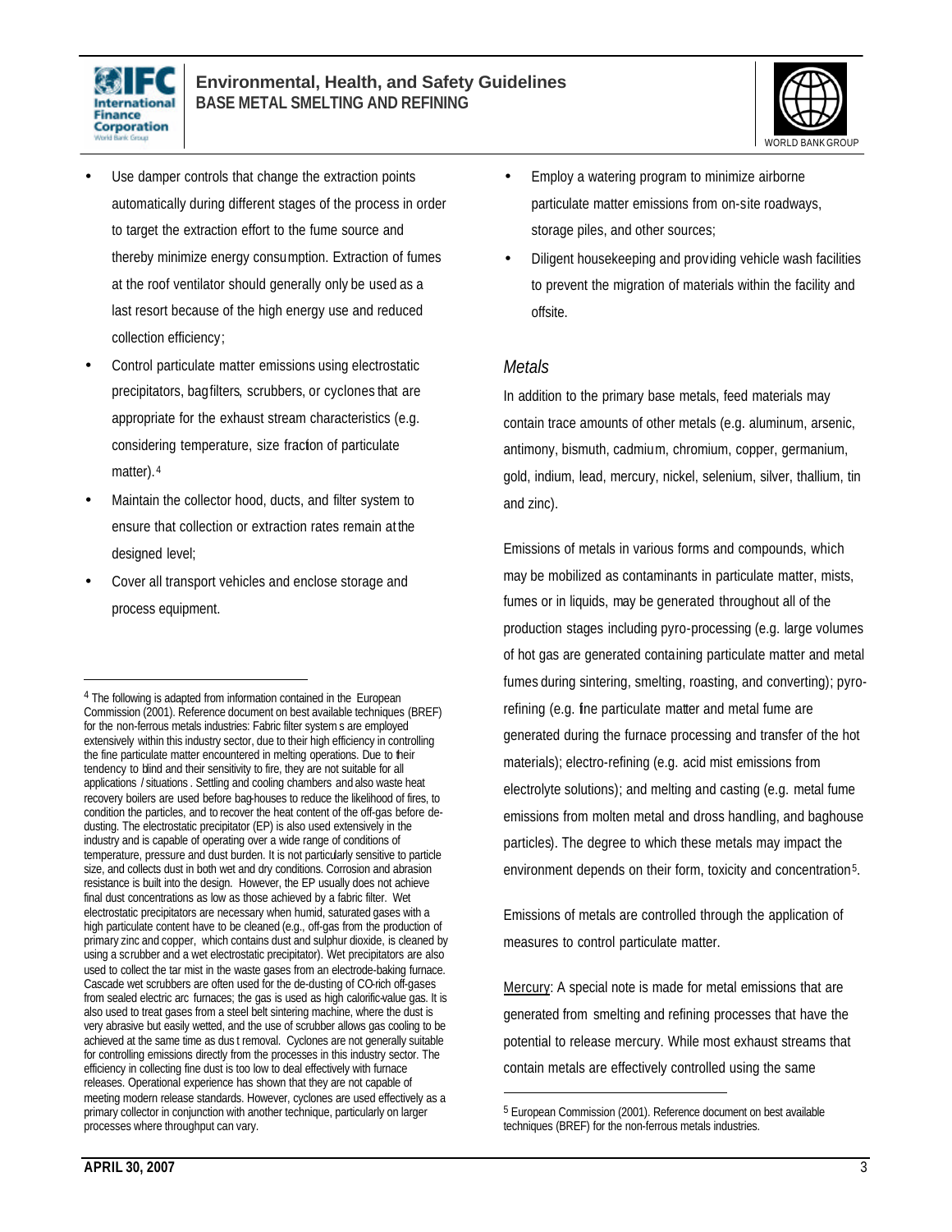- Use damper controls that change the extraction points automatically during different stages of the process in order to target the extraction effort to the fume source and thereby minimize energy consumption. Extraction of fumes at the roof ventilator should generally only be used as a last resort because of the high energy use and reduced collection efficiency;
- Control particulate matter emissions using electrostatic precipitators, bagfilters, scrubbers, or cyclones that are appropriate for the exhaust stream characteristics (e.g. considering temperature, size fraction of particulate matter).[4]
- Maintain the collector hood, ducts, and filter system to ensure that collection or extraction rates remain at the designed level;
- Cover all transport vehicles and enclose storage and process equipment.
- Employ a watering program to minimize airborne particulate matter emissions from on-site roadways, storage piles, and other sources;
- Diligent housekeeping and providing vehicle wash facilities to prevent the migration of materials within the facility and offsite.

### *Metals*

In addition to the primary base metals, feed materials may contain trace amounts of other metals (e.g. aluminum, arsenic, antimony, bismuth, cadmium, chromium, copper, germanium, gold, indium, lead, mercury, nickel, selenium, silver, thallium, tin and zinc).

Emissions of metals in various forms and compounds, which may be mobilized as contaminants in particulate matter, mists, fumes or in liquids, may be generated throughout all of the production stages including pyro-processing (e.g. large volumes of hot gas are generated containing particulate matter and metal fumes during sintering, smelting, roasting, and converting); pyro-refining (e.g. fine particulate matter and metal fume are generated during the furnace processing and transfer of the hot materials); electro-refining (e.g. acid mist emissions from electrolyte solutions); and melting and casting (e.g. metal fume emissions from molten metal and dross handling, and baghouse particles). The degree to which these metals may impact the environment depends on their form, toxicity and concentration[5].

Emissions of metals are controlled through the application of measures to control particulate matter.

Mercury: A special note is made for metal emissions that are generated from smelting and refining processes that have the potential to release mercury. While most exhaust streams that contain metals are effectively controlled using the same

---

[4] The following is adapted from information contained in the European Commission (2001). Reference document on best available techniques (BREF) for the non-ferrous metals industries: Fabric filter systems are employed extensively within this industry sector, due to their high efficiency in controlling the fine particulate matter encountered in melting operations. Due to their tendency to blind and their sensitivity to fire, they are not suitable for all applications / situations. Settling and cooling chambers and also waste heat recovery boilers are used before bag-houses to reduce the likelihood of fires, to condition the particles, and to recover the heat content of the off-gas before de-dusting. The electrostatic precipitator (EP) is also used extensively in the industry and is capable of operating over a wide range of conditions of temperature, pressure and dust burden. It is not particularly sensitive to particle size, and collects dust in both wet and dry conditions. Corrosion and abrasion resistance is built into the design. However, the EP usually does not achieve final dust concentrations as low as those achieved by a fabric filter. Wet electrostatic precipitators are necessary when humid, saturated gases with a high particulate content have to be cleaned (e.g., off-gas from the production of primary zinc and copper, which contains dust and sulphur dioxide, is cleaned by using a scrubber and a wet electrostatic precipitator). Wet precipitators are also used to collect the tar mist in the waste gases from an electrode-baking furnace. Cascade wet scrubbers are often used for the de-dusting of CO-rich off-gases from sealed electric arc furnaces; the gas is used as high calorific-value gas. It is also used to treat gases from a steel belt sintering machine, where the dust is very abrasive but easily wetted, and the use of scrubber allows gas cooling to be achieved at the same time as dust removal. Cyclones are not generally suitable for controlling emissions directly from the processes in this industry sector. The efficiency in collecting fine dust is too low to deal effectively with furnace releases. Operational experience has shown that they are not capable of meeting modern release standards. However, cyclones are used effectively as a primary collector in conjunction with another technique, particularly on larger processes where throughput can vary.

[5] European Commission (2001). Reference document on best available techniques (BREF) for the non-ferrous metals industries.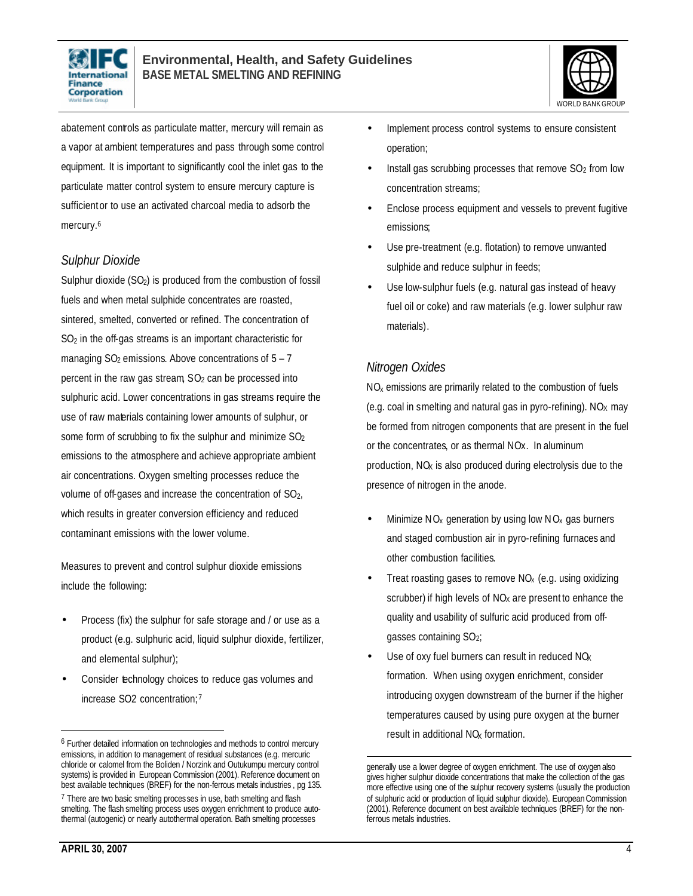abatement controls as particulate matter, mercury will remain as a vapor at ambient temperatures and pass through some control equipment. It is important to significantly cool the inlet gas to the particulate matter control system to ensure mercury capture is sufficient or to use an activated charcoal media to adsorb the mercury.[6]

### *Sulphur Dioxide*

Sulphur dioxide ($SO_2$) is produced from the combustion of fossil fuels and when metal sulphide concentrates are roasted, sintered, smelted, converted or refined. The concentration of $SO_2$ in the off-gas streams is an important characteristic for managing $SO_2$ emissions. Above concentrations of 5 – 7 percent in the raw gas stream, $SO_2$ can be processed into sulphuric acid. Lower concentrations in gas streams require the use of raw materials containing lower amounts of sulphur, or some form of scrubbing to fix the sulphur and minimize $SO_2$ emissions to the atmosphere and achieve appropriate ambient air concentrations. Oxygen smelting processes reduce the volume of off-gases and increase the concentration of $SO_2$, which results in greater conversion efficiency and reduced contaminant emissions with the lower volume.

Measures to prevent and control sulphur dioxide emissions include the following:

- Process (fix) the sulphur for safe storage and / or use as a product (e.g. sulphuric acid, liquid sulphur dioxide, fertilizer, and elemental sulphur);
- Consider technology choices to reduce gas volumes and increase SO2 concentration;[7]
- Implement process control systems to ensure consistent operation;
- Install gas scrubbing processes that remove $SO_2$ from low concentration streams;
- Enclose process equipment and vessels to prevent fugitive emissions;
- Use pre-treatment (e.g. flotation) to remove unwanted sulphide and reduce sulphur in feeds;
- Use low-sulphur fuels (e.g. natural gas instead of heavy fuel oil or coke) and raw materials (e.g. lower sulphur raw materials).

### *Nitrogen Oxides*

$NO_x$ emissions are primarily related to the combustion of fuels (e.g. coal in smelting and natural gas in pyro-refining). $NO_X$ may be formed from nitrogen components that are present in the fuel or the concentrates, or as thermal NOx. In aluminum production, $NO_X$ is also produced during electrolysis due to the presence of nitrogen in the anode.

- Minimize $NO_x$ generation by using low $NO_x$ gas burners and staged combustion air in pyro-refining furnaces and other combustion facilities.
- Treat roasting gases to remove $NO_x$ (e.g. using oxidizing scrubber) if high levels of $NO_X$ are present to enhance the quality and usability of sulfuric acid produced from off-gasses containing $SO_2$;
- Use of oxy fuel burners can result in reduced $NO_X$ formation. When using oxygen enrichment, consider introducing oxygen downstream of the burner if the higher temperatures caused by using pure oxygen at the burner result in additional $NO_X$ formation.

---

[6] Further detailed information on technologies and methods to control mercury emissions, in addition to management of residual substances (e.g. mercuric chloride or calomel from the Boliden / Norzink and Outukumpu mercury control systems) is provided in European Commission (2001). Reference document on best available techniques (BREF) for the non-ferrous metals industries , pg 135.

[7] There are two basic smelting processes in use, bath smelting and flash smelting. The flash smelting process uses oxygen enrichment to produce auto-thermal (autogenic) or nearly autothermal operation. Bath smelting processes generally use a lower degree of oxygen enrichment. The use of oxygen also gives higher sulphur dioxide concentrations that make the collection of the gas more effective using one of the sulphur recovery systems (usually the production of sulphuric acid or production of liquid sulphur dioxide). European Commission (2001). Reference document on best available techniques (BREF) for the non-ferrous metals industries.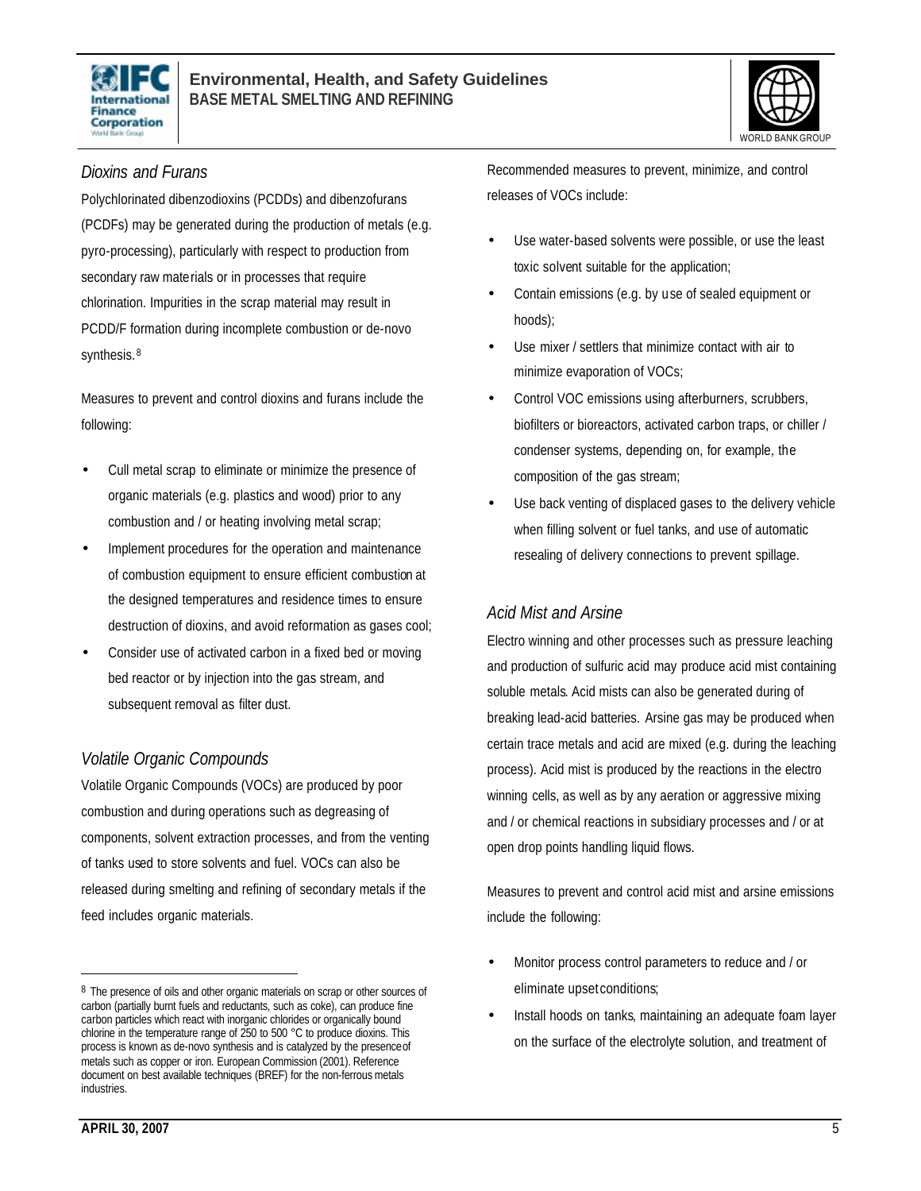### *Dioxins and Furans*

Polychlorinated dibenzodioxins (PCDDs) and dibenzofurans (PCDFs) may be generated during the production of metals (e.g. pyro-processing), particularly with respect to production from secondary raw materials or in processes that require chlorination. Impurities in the scrap material may result in PCDD/F formation during incomplete combustion or de-novo synthesis.[8]

Measures to prevent and control dioxins and furans include the following:

- Cull metal scrap to eliminate or minimize the presence of organic materials (e.g. plastics and wood) prior to any combustion and / or heating involving metal scrap;
- Implement procedures for the operation and maintenance of combustion equipment to ensure efficient combustion at the designed temperatures and residence times to ensure destruction of dioxins, and avoid reformation as gases cool;
- Consider use of activated carbon in a fixed bed or moving bed reactor or by injection into the gas stream, and subsequent removal as filter dust.

### *Volatile Organic Compounds*

Volatile Organic Compounds (VOCs) are produced by poor combustion and during operations such as degreasing of components, solvent extraction processes, and from the venting of tanks used to store solvents and fuel. VOCs can also be released during smelting and refining of secondary metals if the feed includes organic materials.

Recommended measures to prevent, minimize, and control releases of VOCs include:

- Use water-based solvents were possible, or use the least toxic solvent suitable for the application;
- Contain emissions (e.g. by use of sealed equipment or hoods);
- Use mixer / settlers that minimize contact with air to minimize evaporation of VOCs;
- Control VOC emissions using afterburners, scrubbers, biofilters or bioreactors, activated carbon traps, or chiller / condenser systems, depending on, for example, the composition of the gas stream;
- Use back venting of displaced gases to the delivery vehicle when filling solvent or fuel tanks, and use of automatic resealing of delivery connections to prevent spillage.

### *Acid Mist and Arsine*

Electro winning and other processes such as pressure leaching and production of sulfuric acid may produce acid mist containing soluble metals. Acid mists can also be generated during of breaking lead-acid batteries. Arsine gas may be produced when certain trace metals and acid are mixed (e.g. during the leaching process). Acid mist is produced by the reactions in the electro winning cells, as well as by any aeration or aggressive mixing and / or chemical reactions in subsidiary processes and / or at open drop points handling liquid flows.

Measures to prevent and control acid mist and arsine emissions include the following:

- Monitor process control parameters to reduce and / or eliminate upset conditions;
- Install hoods on tanks, maintaining an adequate foam layer on the surface of the electrolyte solution, and treatment of

---

[8] The presence of oils and other organic materials on scrap or other sources of carbon (partially burnt fuels and reductants, such as coke), can produce fine carbon particles which react with inorganic chlorides or organically bound chlorine in the temperature range of 250 to 500 °C to produce dioxins. This process is known as de-novo synthesis and is catalyzed by the presence of metals such as copper or iron. European Commission (2001). Reference document on best available techniques (BREF) for the non-ferrous metals industries.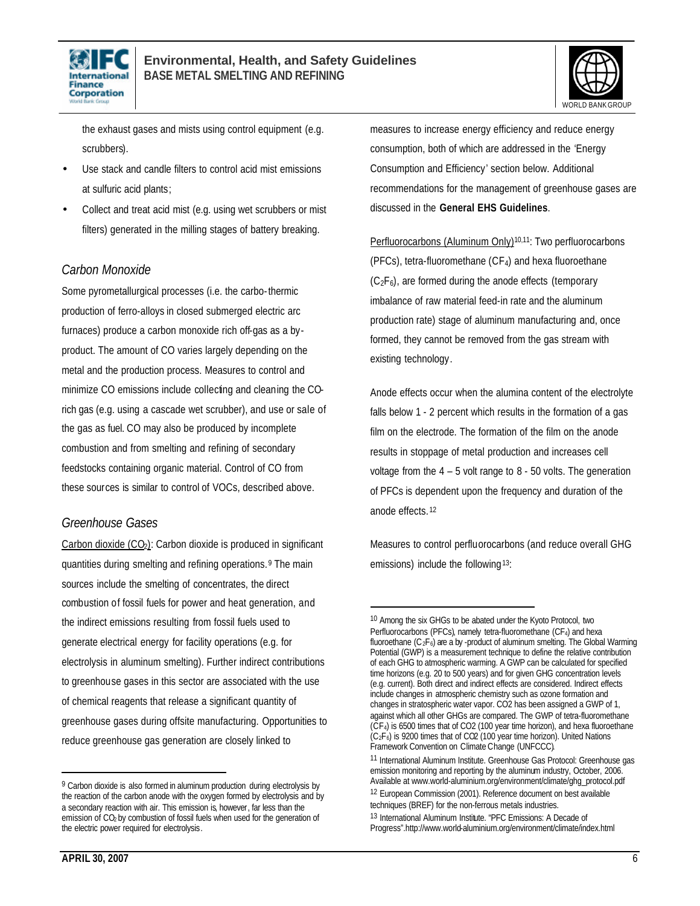the exhaust gases and mists using control equipment (e.g. scrubbers).

- Use stack and candle filters to control acid mist emissions at sulfuric acid plants;
- Collect and treat acid mist (e.g. using wet scrubbers or mist filters) generated in the milling stages of battery breaking.

### *Carbon Monoxide*

Some pyrometallurgical processes (i.e. the carbo-thermic production of ferro-alloys in closed submerged electric arc furnaces) produce a carbon monoxide rich off-gas as a by-product. The amount of CO varies largely depending on the metal and the production process. Measures to control and minimize CO emissions include collecting and cleaning the CO-rich gas (e.g. using a cascade wet scrubber), and use or sale of the gas as fuel. CO may also be produced by incomplete combustion and from smelting and refining of secondary feedstocks containing organic material. Control of CO from these sources is similar to control of VOCs, described above.

### *Greenhouse Gases*

Carbon dioxide ($CO_2$): Carbon dioxide is produced in significant quantities during smelting and refining operations.[9] The main sources include the smelting of concentrates, the direct combustion of fossil fuels for power and heat generation, and the indirect emissions resulting from fossil fuels used to generate electrical energy for facility operations (e.g. for electrolysis in aluminum smelting). Further indirect contributions to greenhouse gases in this sector are associated with the use of chemical reagents that release a significant quantity of greenhouse gases during offsite manufacturing. Opportunities to reduce greenhouse gas generation are closely linked to measures to increase energy efficiency and reduce energy consumption, both of which are addressed in the 'Energy Consumption and Efficiency' section below. Additional recommendations for the management of greenhouse gases are discussed in the **General EHS Guidelines**.

Perfluorocarbons (Aluminum Only)[10,11]: Two perfluorocarbons (PFCs), tetra-fluoromethane ($CF_4$) and hexa fluoroethane ($C_2F_6$), are formed during the anode effects (temporary imbalance of raw material feed-in rate and the aluminum production rate) stage of aluminum manufacturing and, once formed, they cannot be removed from the gas stream with existing technology.

Anode effects occur when the alumina content of the electrolyte falls below 1 - 2 percent which results in the formation of a gas film on the electrode. The formation of the film on the anode results in stoppage of metal production and increases cell voltage from the 4 – 5 volt range to 8 - 50 volts. The generation of PFCs is dependent upon the frequency and duration of the anode effects.[12]

Measures to control perfluorocarbons (and reduce overall GHG emissions) include the following[13]:

---

[9] Carbon dioxide is also formed in aluminum production during electrolysis by the reaction of the carbon anode with the oxygen formed by electrolysis and by a secondary reaction with air. This emission is, however, far less than the emission of $CO_2$ by combustion of fossil fuels when used for the generation of the electric power required for electrolysis.

[10] Among the six GHGs to be abated under the Kyoto Protocol, two Perfluorocarbons (PFCs), namely tetra-fluoromethane ($CF_4$) and hexa fluoroethane ($C_2F_6$) are a by-product of aluminum smelting. The Global Warming Potential (GWP) is a measurement technique to define the relative contribution of each GHG to atmospheric warming. A GWP can be calculated for specified time horizons (e.g. 20 to 500 years) and for given GHG concentration levels (e.g. current). Both direct and indirect effects are considered. Indirect effects include changes in atmospheric chemistry such as ozone formation and changes in stratospheric water vapor. CO2 has been assigned a GWP of 1, against which all other GHGs are compared. The GWP of tetra-fluoromethane ($CF_4$) is 6500 times that of CO2 (100 year time horizon), and hexa fluoroethane ($C_2F_6$) is 9200 times that of CO2 (100 year time horizon). United Nations Framework Convention on Climate Change (UNFCCC).

[11] International Aluminum Institute. Greenhouse Gas Protocol: Greenhouse gas emission monitoring and reporting by the aluminum industry, October, 2006. Available at www.world-aluminium.org/environment/climate/ghg_protocol.pdf

[12] European Commission (2001). Reference document on best available techniques (BREF) for the non-ferrous metals industries.

[13] International Aluminum Institute. "PFC Emissions: A Decade of Progress".http://www.world-aluminium.org/environment/climate/index.html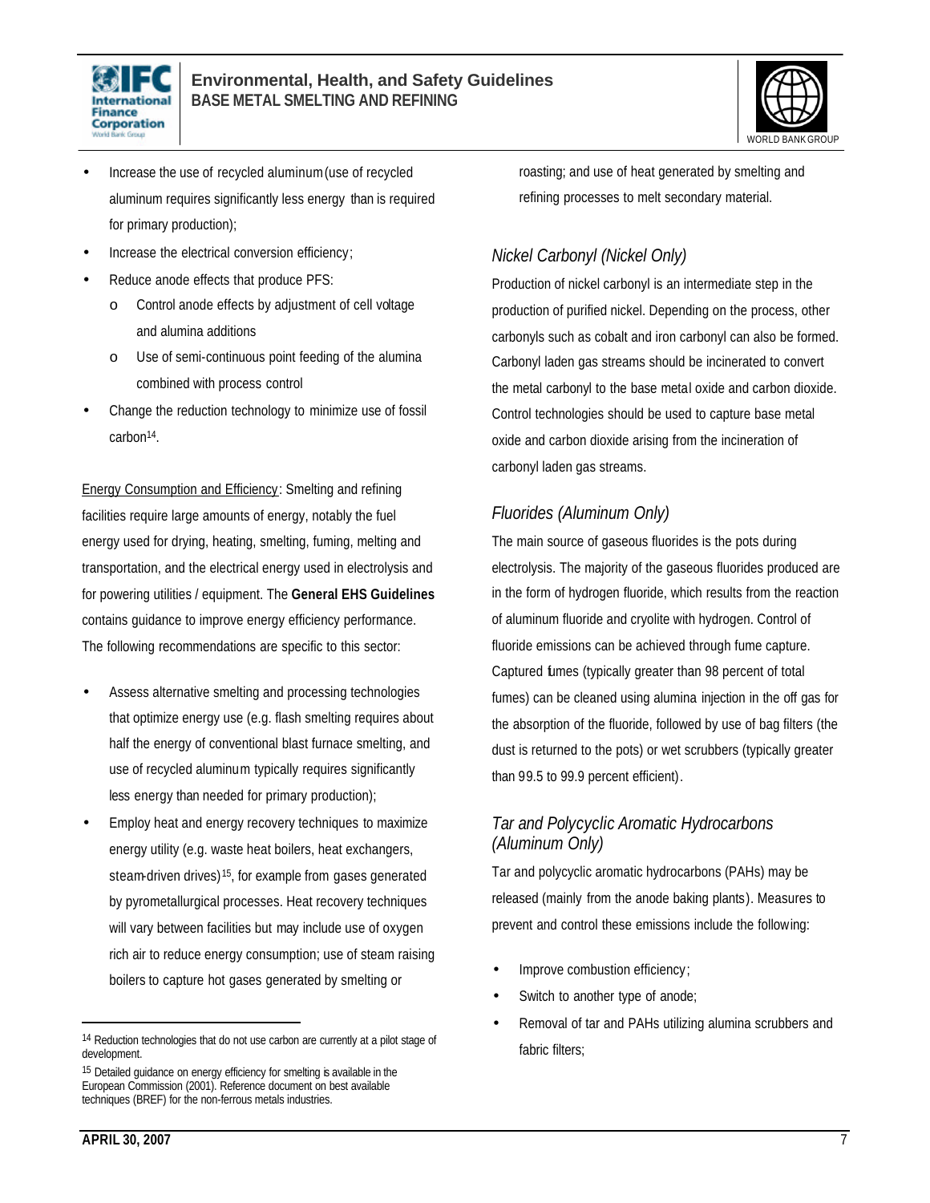- Increase the use of recycled aluminum (use of recycled aluminum requires significantly less energy than is required for primary production);
- Increase the electrical conversion efficiency;
- Reduce anode effects that produce PFS:
  - Control anode effects by adjustment of cell voltage and alumina additions
  - Use of semi-continuous point feeding of the alumina combined with process control
- Change the reduction technology to minimize use of fossil carbon[14].

Energy Consumption and Efficiency: Smelting and refining facilities require large amounts of energy, notably the fuel energy used for drying, heating, smelting, fuming, melting and transportation, and the electrical energy used in electrolysis and for powering utilities / equipment. The **General EHS Guidelines** contains guidance to improve energy efficiency performance. The following recommendations are specific to this sector:

- Assess alternative smelting and processing technologies that optimize energy use (e.g. flash smelting requires about half the energy of conventional blast furnace smelting, and use of recycled aluminum typically requires significantly less energy than needed for primary production);
- Employ heat and energy recovery techniques to maximize energy utility (e.g. waste heat boilers, heat exchangers, steam-driven drives)[15], for example from gases generated by pyrometallurgical processes. Heat recovery techniques will vary between facilities but may include use of oxygen rich air to reduce energy consumption; use of steam raising boilers to capture hot gases generated by smelting or roasting; and use of heat generated by smelting and refining processes to melt secondary material.

### *Nickel Carbonyl (Nickel Only)*

Production of nickel carbonyl is an intermediate step in the production of purified nickel. Depending on the process, other carbonyls such as cobalt and iron carbonyl can also be formed. Carbonyl laden gas streams should be incinerated to convert the metal carbonyl to the base metal oxide and carbon dioxide. Control technologies should be used to capture base metal oxide and carbon dioxide arising from the incineration of carbonyl laden gas streams.

### *Fluorides (Aluminum Only)*

The main source of gaseous fluorides is the pots during electrolysis. The majority of the gaseous fluorides produced are in the form of hydrogen fluoride, which results from the reaction of aluminum fluoride and cryolite with hydrogen. Control of fluoride emissions can be achieved through fume capture. Captured fumes (typically greater than 98 percent of total fumes) can be cleaned using alumina injection in the off gas for the absorption of the fluoride, followed by use of bag filters (the dust is returned to the pots) or wet scrubbers (typically greater than 99.5 to 99.9 percent efficient).

### *Tar and Polycyclic Aromatic Hydrocarbons (Aluminum Only)*

Tar and polycyclic aromatic hydrocarbons (PAHs) may be released (mainly from the anode baking plants). Measures to prevent and control these emissions include the following:

- Improve combustion efficiency;
- Switch to another type of anode;
- Removal of tar and PAHs utilizing alumina scrubbers and fabric filters;

---

[14] Reduction technologies that do not use carbon are currently at a pilot stage of development.

[15] Detailed guidance on energy efficiency for smelting is available in the European Commission (2001). Reference document on best available techniques (BREF) for the non-ferrous metals industries.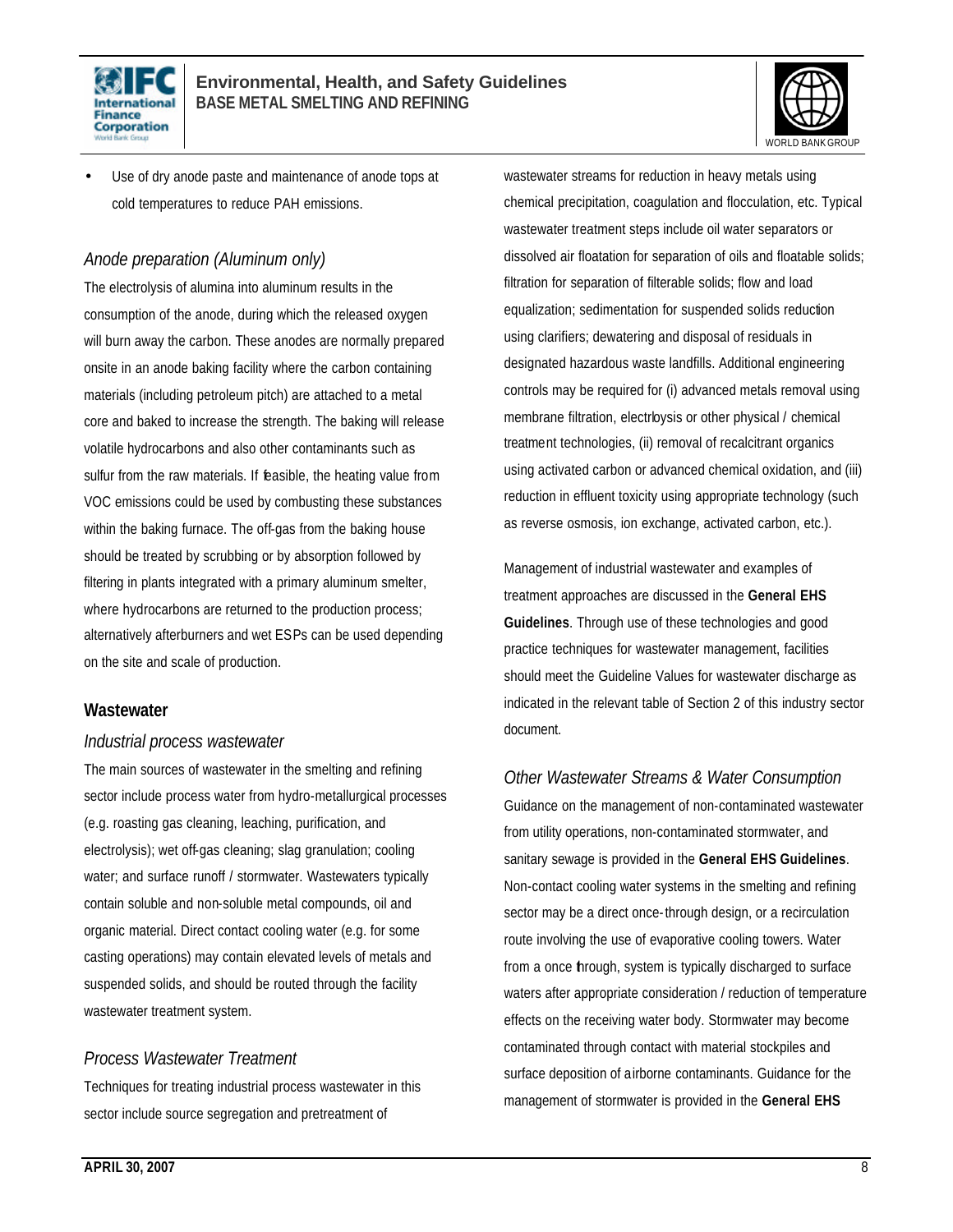- Use of dry anode paste and maintenance of anode tops at cold temperatures to reduce PAH emissions.

*Anode preparation (Aluminum only)*

The electrolysis of alumina into aluminum results in the consumption of the anode, during which the released oxygen will burn away the carbon. These anodes are normally prepared onsite in an anode baking facility where the carbon containing materials (including petroleum pitch) are attached to a metal core and baked to increase the strength. The baking will release volatile hydrocarbons and also other contaminants such as sulfur from the raw materials. If feasible, the heating value from VOC emissions could be used by combusting these substances within the baking furnace. The off-gas from the baking house should be treated by scrubbing or by absorption followed by filtering in plants integrated with a primary aluminum smelter, where hydrocarbons are returned to the production process; alternatively afterburners and wet ESPs can be used depending on the site and scale of production.

### Wastewater

*Industrial process wastewater*

The main sources of wastewater in the smelting and refining sector include process water from hydro-metallurgical processes (e.g. roasting gas cleaning, leaching, purification, and electrolysis); wet off-gas cleaning; slag granulation; cooling water; and surface runoff / stormwater. Wastewaters typically contain soluble and non-soluble metal compounds, oil and organic material. Direct contact cooling water (e.g. for some casting operations) may contain elevated levels of metals and suspended solids, and should be routed through the facility wastewater treatment system.

*Process Wastewater Treatment*

Techniques for treating industrial process wastewater in this sector include source segregation and pretreatment of wastewater streams for reduction in heavy metals using chemical precipitation, coagulation and flocculation, etc. Typical wastewater treatment steps include oil water separators or dissolved air floatation for separation of oils and floatable solids; filtration for separation of filterable solids; flow and load equalization; sedimentation for suspended solids reduction using clarifiers; dewatering and disposal of residuals in designated hazardous waste landfills. Additional engineering controls may be required for (i) advanced metals removal using membrane filtration, electrolysis or other physical / chemical treatment technologies, (ii) removal of recalcitrant organics using activated carbon or advanced chemical oxidation, and (iii) reduction in effluent toxicity using appropriate technology (such as reverse osmosis, ion exchange, activated carbon, etc.).

Management of industrial wastewater and examples of treatment approaches are discussed in the **General EHS Guidelines**. Through use of these technologies and good practice techniques for wastewater management, facilities should meet the Guideline Values for wastewater discharge as indicated in the relevant table of Section 2 of this industry sector document.

*Other Wastewater Streams & Water Consumption*

Guidance on the management of non-contaminated wastewater from utility operations, non-contaminated stormwater, and sanitary sewage is provided in the **General EHS Guidelines**. Non-contact cooling water systems in the smelting and refining sector may be a direct once-through design, or a recirculation route involving the use of evaporative cooling towers. Water from a once through, system is typically discharged to surface waters after appropriate consideration / reduction of temperature effects on the receiving water body. Stormwater may become contaminated through contact with material stockpiles and surface deposition of airborne contaminants. Guidance for the management of stormwater is provided in the **General EHS**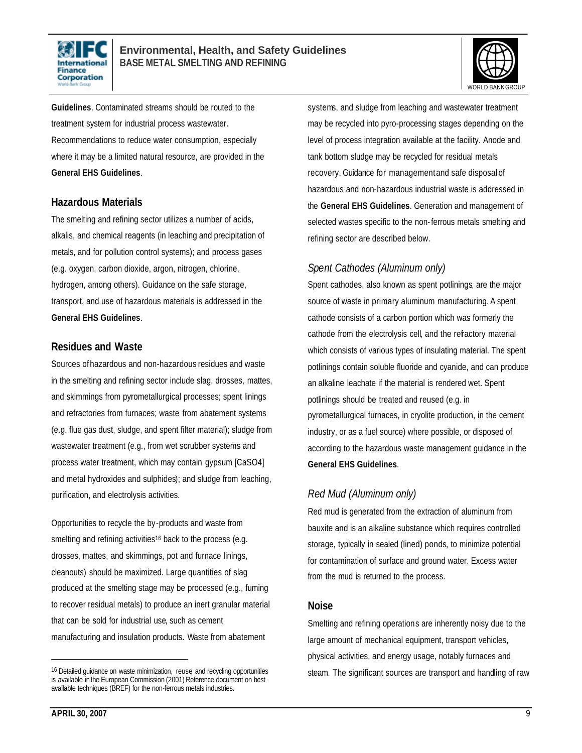**Guidelines**. Contaminated streams should be routed to the treatment system for industrial process wastewater. Recommendations to reduce water consumption, especially where it may be a limited natural resource, are provided in the **General EHS Guidelines**.

## Hazardous Materials

The smelting and refining sector utilizes a number of acids, alkalis, and chemical reagents (in leaching and precipitation of metals, and for pollution control systems); and process gases (e.g. oxygen, carbon dioxide, argon, nitrogen, chlorine, hydrogen, among others). Guidance on the safe storage, transport, and use of hazardous materials is addressed in the **General EHS Guidelines**.

## Residues and Waste

Sources of hazardous and non-hazardous residues and waste in the smelting and refining sector include slag, drosses, mattes, and skimmings from pyrometallurgical processes; spent linings and refractories from furnaces; waste from abatement systems (e.g. flue gas dust, sludge, and spent filter material); sludge from wastewater treatment (e.g., from wet scrubber systems and process water treatment, which may contain gypsum [$CaSO_4$] and metal hydroxides and sulphides); and sludge from leaching, purification, and electrolysis activities.

Opportunities to recycle the by-products and waste from smelting and refining activities[16] back to the process (e.g. drosses, mattes, and skimmings, pot and furnace linings, cleanouts) should be maximized. Large quantities of slag produced at the smelting stage may be processed (e.g., fuming to recover residual metals) to produce an inert granular material that can be sold for industrial use, such as cement manufacturing and insulation products. Waste from abatement systems, and sludge from leaching and wastewater treatment may be recycled into pyro-processing stages depending on the level of process integration available at the facility. Anode and tank bottom sludge may be recycled for residual metals recovery. Guidance for management and safe disposal of hazardous and non-hazardous industrial waste is addressed in the **General EHS Guidelines**. Generation and management of selected wastes specific to the non-ferrous metals smelting and refining sector are described below.

### *Spent Cathodes (Aluminum only)*

Spent cathodes, also known as spent potlinings, are the major source of waste in primary aluminum manufacturing. A spent cathode consists of a carbon portion which was formerly the cathode from the electrolysis cell, and the refractory material which consists of various types of insulating material. The spent potlinings contain soluble fluoride and cyanide, and can produce an alkaline leachate if the material is rendered wet. Spent potlinings should be treated and reused (e.g. in pyrometallurgical furnaces, in cryolite production, in the cement industry, or as a fuel source) where possible, or disposed of according to the hazardous waste management guidance in the **General EHS Guidelines**.

### *Red Mud (Aluminum only)*

Red mud is generated from the extraction of aluminum from bauxite and is an alkaline substance which requires controlled storage, typically in sealed (lined) ponds, to minimize potential for contamination of surface and ground water. Excess water from the mud is returned to the process.

## Noise

Smelting and refining operations are inherently noisy due to the large amount of mechanical equipment, transport vehicles, physical activities, and energy usage, notably furnaces and steam. The significant sources are transport and handling of raw

---

[16] Detailed guidance on waste minimization, reuse, and recycling opportunities is available in the European Commission (2001) Reference document on best available techniques (BREF) for the non-ferrous metals industries.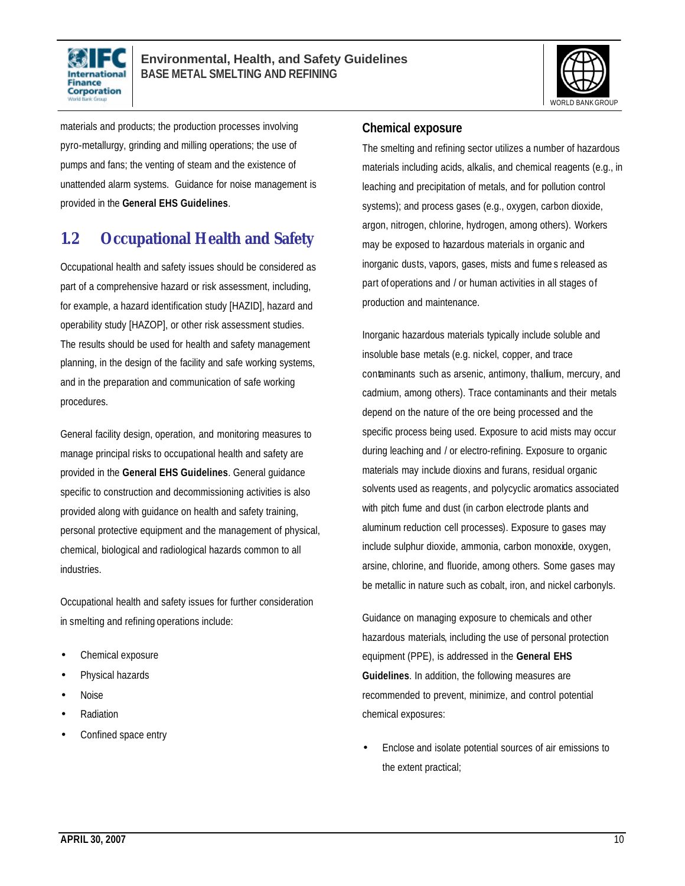materials and products; the production processes involving pyro-metallurgy, grinding and milling operations; the use of pumps and fans; the venting of steam and the existence of unattended alarm systems. Guidance for noise management is provided in the **General EHS Guidelines**.

## 1.2 Occupational Health and Safety

Occupational health and safety issues should be considered as part of a comprehensive hazard or risk assessment, including, for example, a hazard identification study [HAZID], hazard and operability study [HAZOP], or other risk assessment studies. The results should be used for health and safety management planning, in the design of the facility and safe working systems, and in the preparation and communication of safe working procedures.

General facility design, operation, and monitoring measures to manage principal risks to occupational health and safety are provided in the **General EHS Guidelines**. General guidance specific to construction and decommissioning activities is also provided along with guidance on health and safety training, personal protective equipment and the management of physical, chemical, biological and radiological hazards common to all industries.

Occupational health and safety issues for further consideration in smelting and refining operations include:

- Chemical exposure
- Physical hazards
- Noise
- Radiation
- Confined space entry

### Chemical exposure

The smelting and refining sector utilizes a number of hazardous materials including acids, alkalis, and chemical reagents (e.g., in leaching and precipitation of metals, and for pollution control systems); and process gases (e.g., oxygen, carbon dioxide, argon, nitrogen, chlorine, hydrogen, among others). Workers may be exposed to hazardous materials in organic and inorganic dusts, vapors, gases, mists and fumes released as part of operations and / or human activities in all stages of production and maintenance.

Inorganic hazardous materials typically include soluble and insoluble base metals (e.g. nickel, copper, and trace contaminants such as arsenic, antimony, thallium, mercury, and cadmium, among others). Trace contaminants and their metals depend on the nature of the ore being processed and the specific process being used. Exposure to acid mists may occur during leaching and / or electro-refining. Exposure to organic materials may include dioxins and furans, residual organic solvents used as reagents, and polycyclic aromatics associated with pitch fume and dust (in carbon electrode plants and aluminum reduction cell processes). Exposure to gases may include sulphur dioxide, ammonia, carbon monoxide, oxygen, arsine, chlorine, and fluoride, among others. Some gases may be metallic in nature such as cobalt, iron, and nickel carbonyls.

Guidance on managing exposure to chemicals and other hazardous materials, including the use of personal protection equipment (PPE), is addressed in the **General EHS Guidelines**. In addition, the following measures are recommended to prevent, minimize, and control potential chemical exposures:

- Enclose and isolate potential sources of air emissions to the extent practical;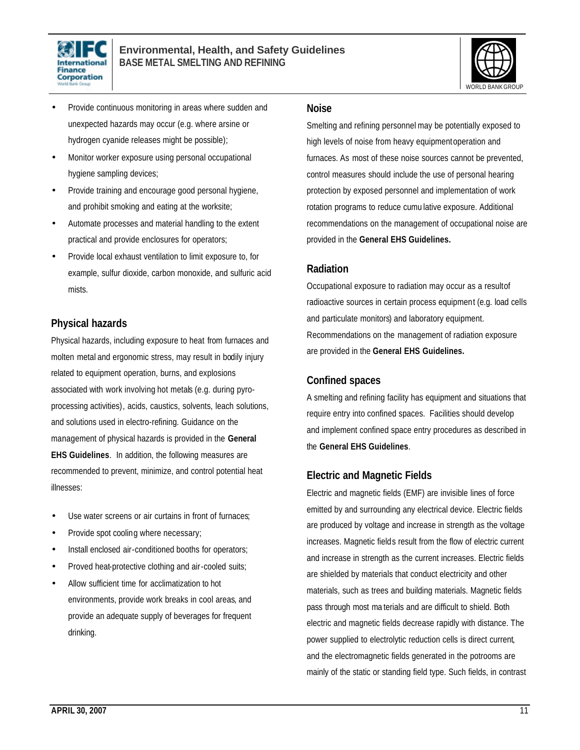- Provide continuous monitoring in areas where sudden and unexpected hazards may occur (e.g. where arsine or hydrogen cyanide releases might be possible);
- Monitor worker exposure using personal occupational hygiene sampling devices;
- Provide training and encourage good personal hygiene, and prohibit smoking and eating at the worksite;
- Automate processes and material handling to the extent practical and provide enclosures for operators;
- Provide local exhaust ventilation to limit exposure to, for example, sulfur dioxide, carbon monoxide, and sulfuric acid mists.

### Physical hazards

Physical hazards, including exposure to heat from furnaces and molten metal and ergonomic stress, may result in bodily injury related to equipment operation, burns, and explosions associated with work involving hot metals (e.g. during pyro-processing activities), acids, caustics, solvents, leach solutions, and solutions used in electro-refining. Guidance on the management of physical hazards is provided in the **General EHS Guidelines**. In addition, the following measures are recommended to prevent, minimize, and control potential heat illnesses:

- Use water screens or air curtains in front of furnaces;
- Provide spot cooling where necessary;
- Install enclosed air-conditioned booths for operators;
- Proved heat-protective clothing and air-cooled suits;
- Allow sufficient time for acclimatization to hot environments, provide work breaks in cool areas, and provide an adequate supply of beverages for frequent drinking.

### Noise

Smelting and refining personnel may be potentially exposed to high levels of noise from heavy equipment operation and furnaces. As most of these noise sources cannot be prevented, control measures should include the use of personal hearing protection by exposed personnel and implementation of work rotation programs to reduce cumulative exposure. Additional recommendations on the management of occupational noise are provided in the **General EHS Guidelines.**

### Radiation

Occupational exposure to radiation may occur as a result of radioactive sources in certain process equipment (e.g. load cells and particulate monitors) and laboratory equipment. Recommendations on the management of radiation exposure are provided in the **General EHS Guidelines.**

### Confined spaces

A smelting and refining facility has equipment and situations that require entry into confined spaces. Facilities should develop and implement confined space entry procedures as described in the **General EHS Guidelines**.

### Electric and Magnetic Fields

Electric and magnetic fields (EMF) are invisible lines of force emitted by and surrounding any electrical device. Electric fields are produced by voltage and increase in strength as the voltage increases. Magnetic fields result from the flow of electric current and increase in strength as the current increases. Electric fields are shielded by materials that conduct electricity and other materials, such as trees and building materials. Magnetic fields pass through most materials and are difficult to shield. Both electric and magnetic fields decrease rapidly with distance. The power supplied to electrolytic reduction cells is direct current, and the electromagnetic fields generated in the potrooms are mainly of the static or standing field type. Such fields, in contrast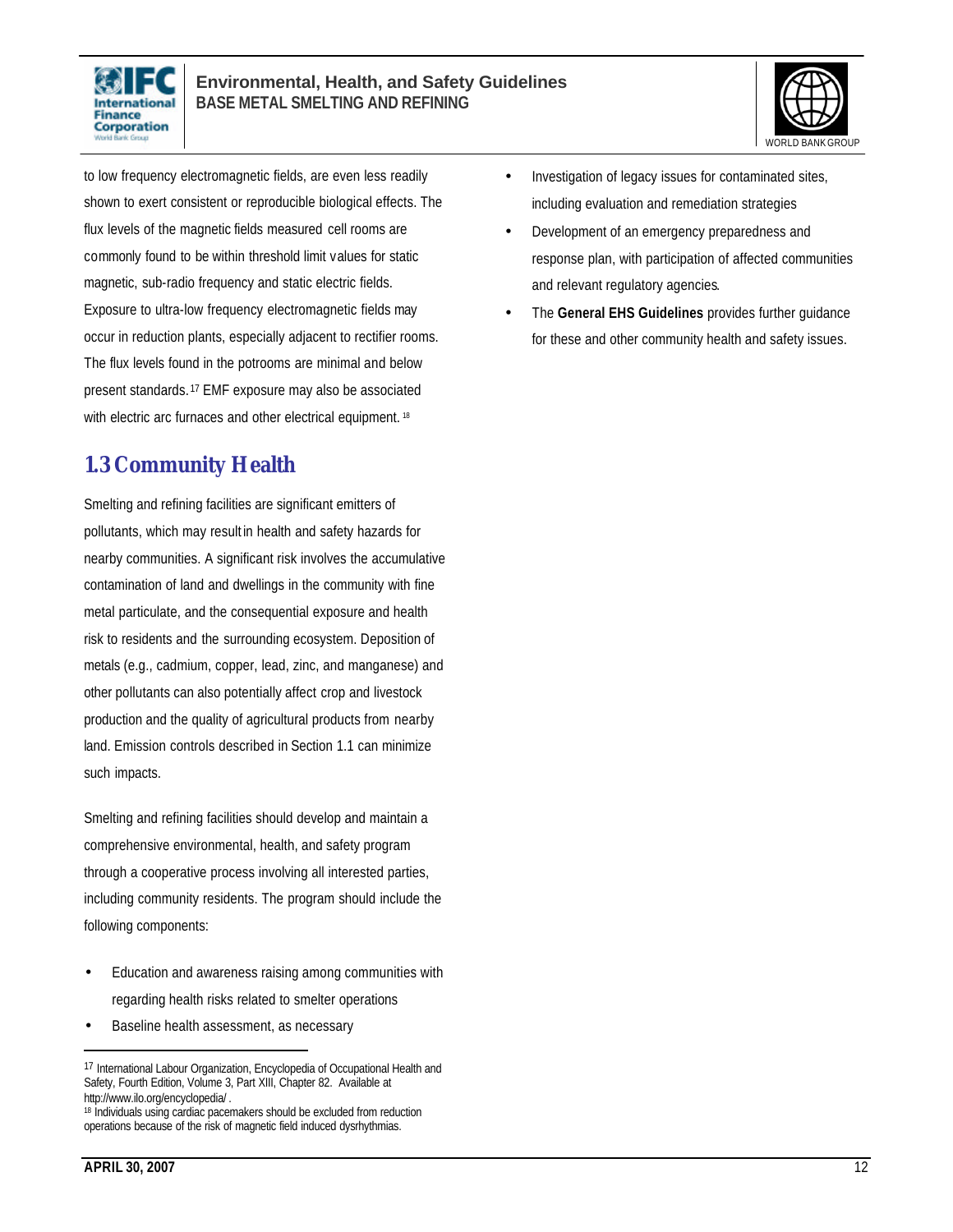to low frequency electromagnetic fields, are even less readily shown to exert consistent or reproducible biological effects. The flux levels of the magnetic fields measured cell rooms are commonly found to be within threshold limit values for static magnetic, sub-radio frequency and static electric fields. Exposure to ultra-low frequency electromagnetic fields may occur in reduction plants, especially adjacent to rectifier rooms. The flux levels found in the potrooms are minimal and below present standards.[17] EMF exposure may also be associated with electric arc furnaces and other electrical equipment.[18]

## 1.3 Community Health

Smelting and refining facilities are significant emitters of pollutants, which may result in health and safety hazards for nearby communities. A significant risk involves the accumulative contamination of land and dwellings in the community with fine metal particulate, and the consequential exposure and health risk to residents and the surrounding ecosystem. Deposition of metals (e.g., cadmium, copper, lead, zinc, and manganese) and other pollutants can also potentially affect crop and livestock production and the quality of agricultural products from nearby land. Emission controls described in Section 1.1 can minimize such impacts.

Smelting and refining facilities should develop and maintain a comprehensive environmental, health, and safety program through a cooperative process involving all interested parties, including community residents. The program should include the following components:

- Education and awareness raising among communities with regarding health risks related to smelter operations
- Baseline health assessment, as necessary
- Investigation of legacy issues for contaminated sites, including evaluation and remediation strategies
- Development of an emergency preparedness and response plan, with participation of affected communities and relevant regulatory agencies.
- The **General EHS Guidelines** provides further guidance for these and other community health and safety issues.

---

[17] International Labour Organization, Encyclopedia of Occupational Health and Safety, Fourth Edition, Volume 3, Part XIII, Chapter 82. Available at http://www.ilo.org/encyclopedia/ .

[18] Individuals using cardiac pacemakers should be excluded from reduction operations because of the risk of magnetic field induced dysrhythmias.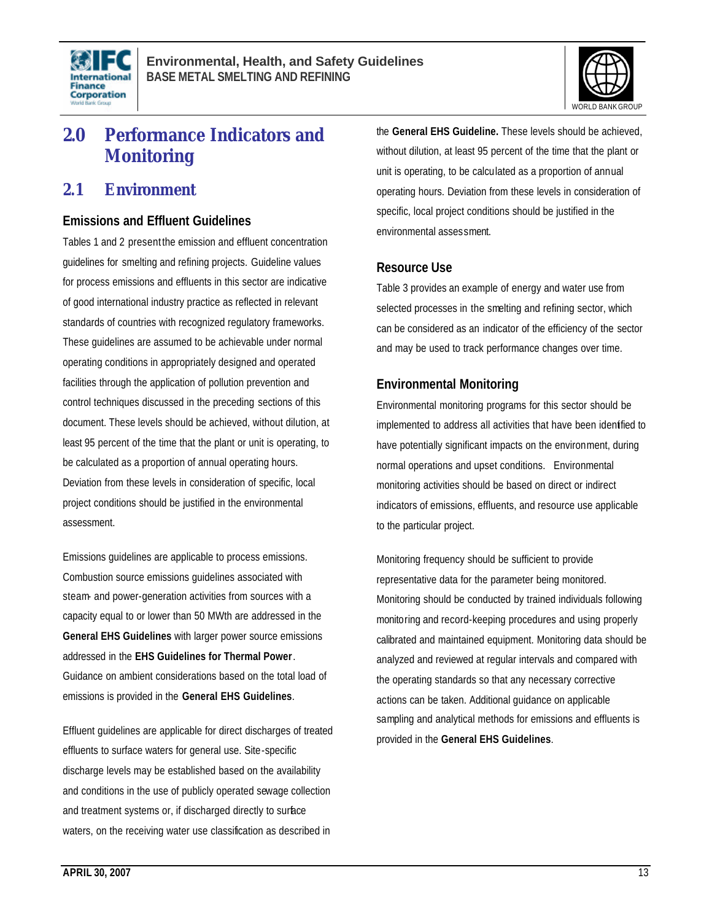# 2.0 Performance Indicators and Monitoring

## 2.1 Environment

### Emissions and Effluent Guidelines

Tables 1 and 2 present the emission and effluent concentration guidelines for smelting and refining projects. Guideline values for process emissions and effluents in this sector are indicative of good international industry practice as reflected in relevant standards of countries with recognized regulatory frameworks. These guidelines are assumed to be achievable under normal operating conditions in appropriately designed and operated facilities through the application of pollution prevention and control techniques discussed in the preceding sections of this document. These levels should be achieved, without dilution, at least 95 percent of the time that the plant or unit is operating, to be calculated as a proportion of annual operating hours. Deviation from these levels in consideration of specific, local project conditions should be justified in the environmental assessment.

Emissions guidelines are applicable to process emissions. Combustion source emissions guidelines associated with steam- and power-generation activities from sources with a capacity equal to or lower than 50 MWth are addressed in the **General EHS Guidelines** with larger power source emissions addressed in the **EHS Guidelines for Thermal Power**. Guidance on ambient considerations based on the total load of emissions is provided in the **General EHS Guidelines**.

Effluent guidelines are applicable for direct discharges of treated effluents to surface waters for general use. Site-specific discharge levels may be established based on the availability and conditions in the use of publicly operated sewage collection and treatment systems or, if discharged directly to surface waters, on the receiving water use classification as described in the **General EHS Guideline.** These levels should be achieved, without dilution, at least 95 percent of the time that the plant or unit is operating, to be calculated as a proportion of annual operating hours. Deviation from these levels in consideration of specific, local project conditions should be justified in the environmental assessment.

### Resource Use

Table 3 provides an example of energy and water use from selected processes in the smelting and refining sector, which can be considered as an indicator of the efficiency of the sector and may be used to track performance changes over time.

### Environmental Monitoring

Environmental monitoring programs for this sector should be implemented to address all activities that have been identified to have potentially significant impacts on the environment, during normal operations and upset conditions. Environmental monitoring activities should be based on direct or indirect indicators of emissions, effluents, and resource use applicable to the particular project.

Monitoring frequency should be sufficient to provide representative data for the parameter being monitored. Monitoring should be conducted by trained individuals following monitoring and record-keeping procedures and using properly calibrated and maintained equipment. Monitoring data should be analyzed and reviewed at regular intervals and compared with the operating standards so that any necessary corrective actions can be taken. Additional guidance on applicable sampling and analytical methods for emissions and effluents is provided in the **General EHS Guidelines**.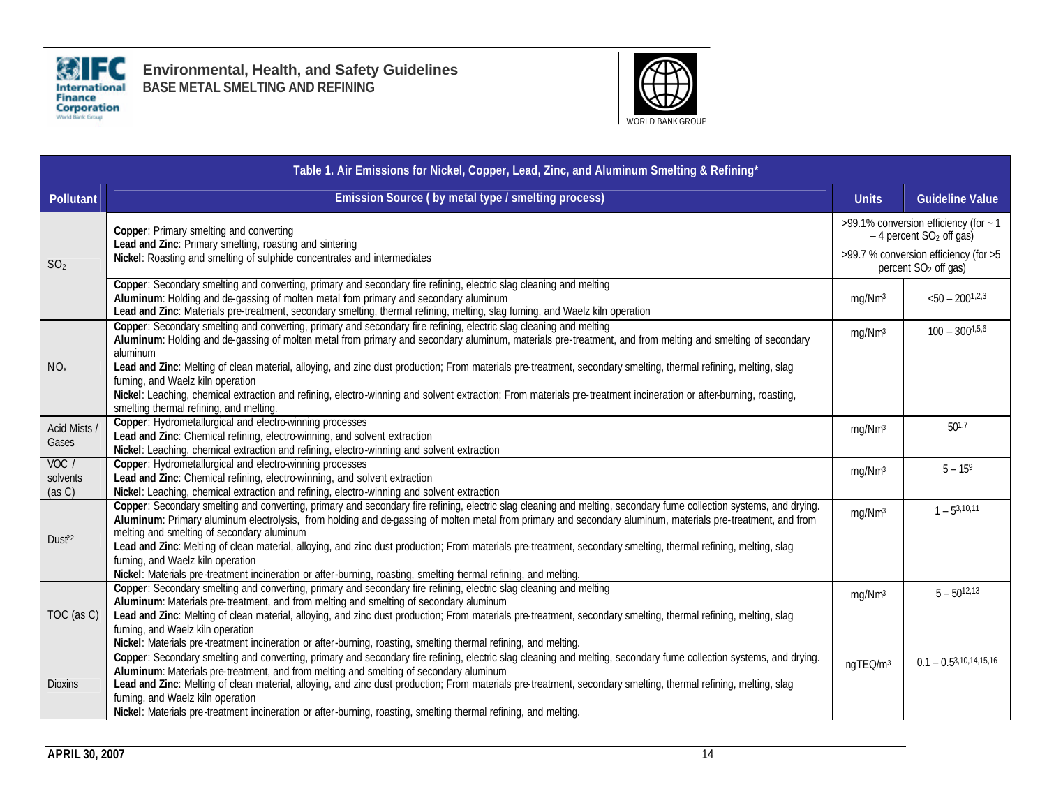| Table 1. Air Emissions for Nickel, Copper, Lead, Zinc, and Aluminum Smelting & Refining* | | | |
|---|---|---|---|
| **Pollutant** | **Emission Source ( by metal type / smelting process)** | **Units** | **Guideline Value** |
| $SO_2$ | **Copper**: Primary smelting and converting<br>**Lead and Zinc**: Primary smelting, roasting and sintering<br>**Nickel**: Roasting and smelting of sulphide concentrates and intermediates | >99.1% conversion efficiency (for ~ 1 – 4 percent $SO_2$ off gas)<br>>99.7 % conversion efficiency (for >5 percent $SO_2$ off gas) | |
| | **Copper**: Secondary smelting and converting, primary and secondary fire refining, electric slag cleaning and melting<br>**Aluminum**: Holding and de-gassing of molten metal fom primary and secondary aluminum<br>**Lead and Zinc**: Materials pre-treatment, secondary smelting, thermal refining, melting, slag fuming, and Waelz kiln operation | mg/Nm$^3$ | <50 – 200[1,2,3] |
| $NO_x$ | **Copper**: Secondary smelting and converting, primary and secondary fire refining, electric slag cleaning and melting<br>**Aluminum**: Holding and de-gassing of molten metal from primary and secondary aluminum, materials pre-treatment, and from melting and smelting of secondary aluminum<br>**Lead and Zinc**: Melting of clean material, alloying, and zinc dust production; From materials pre-treatment, secondary smelting, thermal refining, melting, slag fuming, and Waelz kiln operation<br>**Nickel**: Leaching, chemical extraction and refining, electro-winning and solvent extraction; From materials pre-treatment incineration or after-burning, roasting, smelting thermal refining, and melting. | mg/Nm$^3$ | 100 – 300[4,5,6] |
| Acid Mists / Gases | **Copper**: Hydrometallurgical and electro-winning processes<br>**Lead and Zinc**: Chemical refining, electro-winning, and solvent extraction<br>**Nickel**: Leaching, chemical extraction and refining, electro-winning and solvent extraction | mg/Nm$^3$ | 50[1,7] |
| VOC / solvents (as C) | **Copper**: Hydrometallurgical and electro-winning processes<br>**Lead and Zinc**: Chemical refining, electro-winning, and solvent extraction<br>**Nickel**: Leaching, chemical extraction and refining, electro-winning and solvent extraction | mg/Nm$^3$ | 5 – 15[9] |
| Dust[22] | **Copper**: Secondary smelting and converting, primary and secondary fire refining, electric slag cleaning and melting, secondary fume collection systems, and drying.<br>**Aluminum**: Primary aluminum electrolysis, from holding and de-gassing of molten metal from primary and secondary aluminum, materials pre-treatment, and from melting and smelting of secondary aluminum<br>**Lead and Zinc**: Melting of clean material, alloying, and zinc dust production; From materials pre-treatment, secondary smelting, thermal refining, melting, slag fuming, and Waelz kiln operation<br>**Nickel**: Materials pre-treatment incineration or after-burning, roasting, smelting thermal refining, and melting. | mg/Nm$^3$ | 1 – 5[3,10,11] |
| TOC (as C) | **Copper**: Secondary smelting and converting, primary and secondary fire refining, electric slag cleaning and melting<br>**Aluminum**: Materials pre-treatment, and from melting and smelting of secondary aluminum<br>**Lead and Zinc**: Melting of clean material, alloying, and zinc dust production; From materials pre-treatment, secondary smelting, thermal refining, melting, slag fuming, and Waelz kiln operation<br>**Nickel**: Materials pre-treatment incineration or after-burning, roasting, smelting thermal refining, and melting. | mg/Nm$^3$ | 5 – 50[12,13] |
| Dioxins | **Copper**: Secondary smelting and converting, primary and secondary fire refining, electric slag cleaning and melting, secondary fume collection systems, and drying.<br>**Aluminum**: Materials pre-treatment, and from melting and smelting of secondary aluminum<br>**Lead and Zinc**: Melting of clean material, alloying, and zinc dust production; From materials pre-treatment, secondary smelting, thermal refining, melting, slag fuming, and Waelz kiln operation<br>**Nickel**: Materials pre-treatment incineration or after-burning, roasting, smelting thermal refining, and melting. | ngTEQ/m$^3$ | 0.1 – 0.5[3,10,14,15,16] |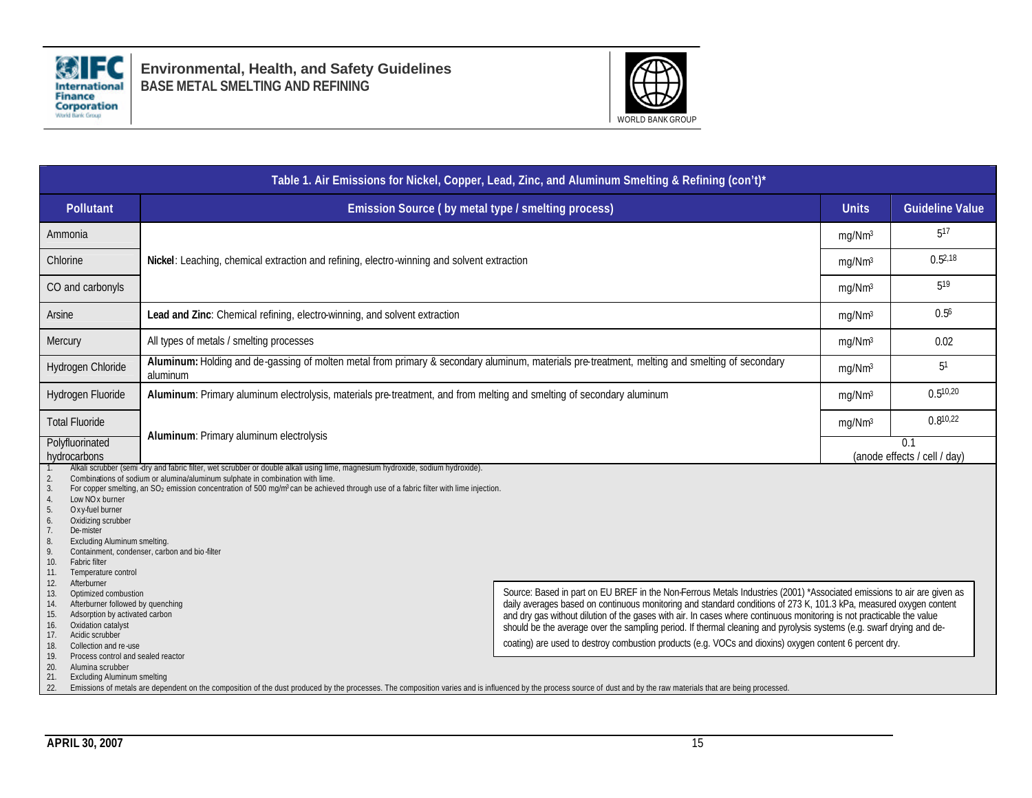**Table 1. Air Emissions for Nickel, Copper, Lead, Zinc, and Aluminum Smelting & Refining (con't)***

| Pollutant | Emission Source ( by metal type / smelting process) | Units | Guideline Value |
|---|---|---|---|
| Ammonia | **Nickel**: Leaching, chemical extraction and refining, electro-winning and solvent extraction | $mg/Nm^3$ | 5[17] |
| Chlorine | | $mg/Nm^3$ | 0.5[2,18] |
| CO and carbonyls | | $mg/Nm^3$ | 5[19] |
| Arsine | **Lead and Zinc**: Chemical refining, electro-winning, and solvent extraction | $mg/Nm^3$ | 0.5[6] |
| Mercury | All types of metals / smelting processes | $mg/Nm^3$ | 0.02 |
| Hydrogen Chloride | **Aluminum:** Holding and de-gassing of molten metal from primary & secondary aluminum, materials pre-treatment, melting and smelting of secondary aluminum | $mg/Nm^3$ | 5[1] |
| Hydrogen Fluoride | **Aluminum**: Primary aluminum electrolysis, materials pre-treatment, and from melting and smelting of secondary aluminum | $mg/Nm^3$ | 0.5[10,20] |
| Total Fluoride | **Aluminum**: Primary aluminum electrolysis | $mg/Nm^3$ | 0.8[10,22] |
| Polyfluorinated hydrocarbons | | 0.1 (anode effects / cell / day) | |

1. Alkali scrubber (semi-dry and fabric filter, wet scrubber or double alkali using lime, magnesium hydroxide, sodium hydroxide).
2. Combinations of sodium or alumina/aluminum sulphate in combination with lime.
3. For copper smelting, an $SO_2$ emission concentration of 500 $mg/m^3$ can be achieved through use of a fabric filter with lime injection.
4. Low $NO_x$ burner
5. Oxy-fuel burner
6. Oxidizing scrubber
7. De-mister
8. Excluding Aluminum smelting.
9. Containment, condenser, carbon and bio-filter
10. Fabric filter
11. Temperature control
12. Afterburner
13. Optimized combustion
14. Afterburner followed by quenching
15. Adsorption by activated carbon
16. Oxidation catalyst
17. Acidic scrubber
18. Collection and re-use
19. Process control and sealed reactor
20. Alumina scrubber
21. Excluding Aluminum smelting
22. Emissions of metals are dependent on the composition of the dust produced by the processes. The composition varies and is influenced by the process source of dust and by the raw materials that are being processed.

Source: Based in part on EU BREF in the Non-Ferrous Metals Industries (2001) *Associated emissions to air are given as daily averages based on continuous monitoring and standard conditions of 273 K, 101.3 kPa, measured oxygen content and dry gas without dilution of the gases with air. In cases where continuous monitoring is not practicable the value should be the average over the sampling period. If thermal cleaning and pyrolysis systems (e.g. swarf drying and de-coating) are used to destroy combustion products (e.g. VOCs and dioxins) oxygen content 6 percent dry.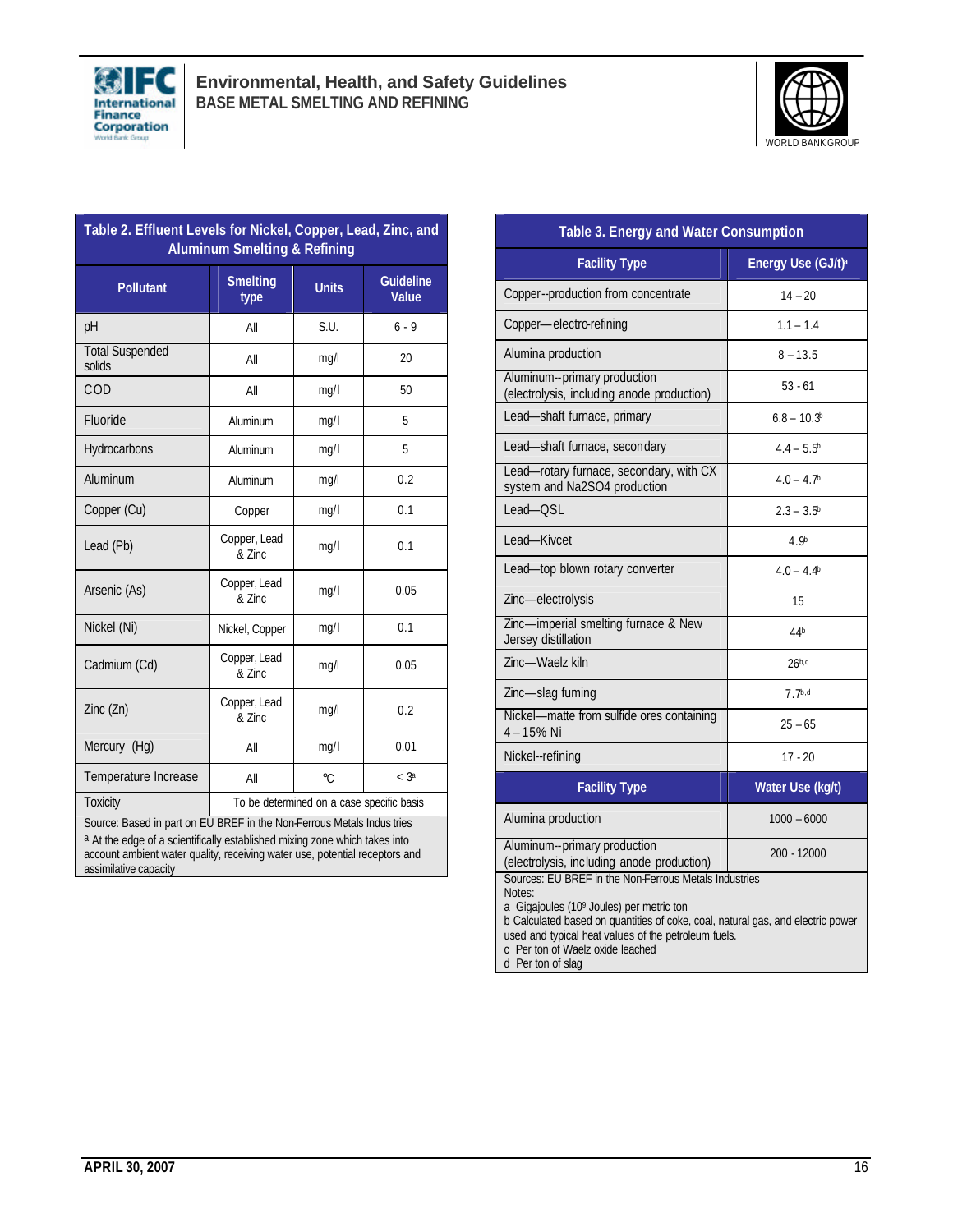**Table 2. Effluent Levels for Nickel, Copper, Lead, Zinc, and Aluminum Smelting & Refining**

| Pollutant | Smelting type | Units | Guideline Value |
|---|---|---|---|
| pH | All | S.U. | 6 - 9 |
| Total Suspended solids | All | mg/l | 20 |
| COD | All | mg/l | 50 |
| Fluoride | Aluminum | mg/l | 5 |
| Hydrocarbons | Aluminum | mg/l | 5 |
| Aluminum | Aluminum | mg/l | 0.2 |
| Copper (Cu) | Copper | mg/l | 0.1 |
| Lead (Pb) | Copper, Lead & Zinc | mg/l | 0.1 |
| Arsenic (As) | Copper, Lead & Zinc | mg/l | 0.05 |
| Nickel (Ni) | Nickel, Copper | mg/l | 0.1 |
| Cadmium (Cd) | Copper, Lead & Zinc | mg/l | 0.05 |
| Zinc (Zn) | Copper, Lead & Zinc | mg/l | 0.2 |
| Mercury (Hg) | All | mg/l | 0.01 |
| Temperature Increase | All | °C | < 3[a] |
| Toxicity | To be determined on a case specific basis | | |

Source: Based in part on EU BREF in the Non-Ferrous Metals Industries
[a] At the edge of a scientifically established mixing zone which takes into account ambient water quality, receiving water use, potential receptors and assimilative capacity

**Table 3. Energy and Water Consumption**

| Facility Type | Energy Use (GJ/t)[a] |
|---|---|
| Copper--production from concentrate | 14 – 20 |
| Copper—electro-refining | 1.1 – 1.4 |
| Alumina production | 8 – 13.5 |
| Aluminum--primary production (electrolysis, including anode production) | 53 - 61 |
| Lead—shaft furnace, primary | 6.8 – 10.3[b] |
| Lead—shaft furnace, secondary | 4.4 – 5.5[b] |
| Lead—rotary furnace, secondary, with CX system and Na2SO4 production | 4.0 – 4.7[b] |
| Lead—QSL | 2.3 – 3.5[b] |
| Lead—Kivcet | 4.9[b] |
| Lead—top blown rotary converter | 4.0 – 4.4[b] |
| Zinc—electrolysis | 15 |
| Zinc—imperial smelting furnace & New Jersey distillation | 44[b] |
| Zinc—Waelz kiln | 26[b,c] |
| Zinc—slag fuming | 7.7[b,d] |
| Nickel—matte from sulfide ores containing 4 – 15% Ni | 25 – 65 |
| Nickel--refining | 17 - 20 |
| **Facility Type** | **Water Use (kg/t)** |
| Alumina production | 1000 – 6000 |
| Aluminum--primary production (electrolysis, including anode production) | 200 - 12000 |

Sources: EU BREF in the Non-Ferrous Metals Industries
Notes:
a Gigajoules ($10^9$ Joules) per metric ton
b Calculated based on quantities of coke, coal, natural gas, and electric power used and typical heat values of the petroleum fuels.
c Per ton of Waelz oxide leached
d Per ton of slag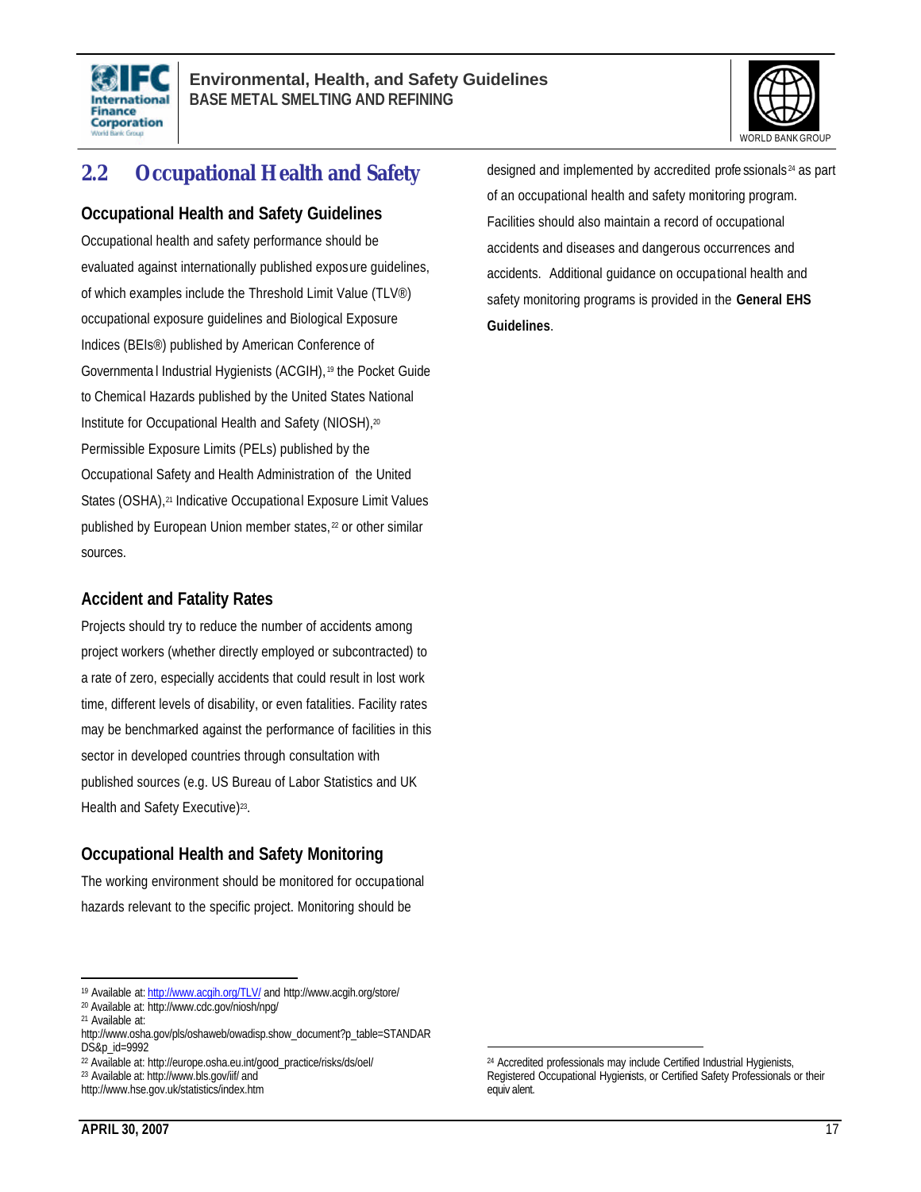## 2.2 Occupational Health and Safety

### Occupational Health and Safety Guidelines

Occupational health and safety performance should be evaluated against internationally published exposure guidelines, of which examples include the Threshold Limit Value (TLV®) occupational exposure guidelines and Biological Exposure Indices (BEIs®) published by American Conference of Governmental Industrial Hygienists (ACGIH),[19] the Pocket Guide to Chemical Hazards published by the United States National Institute for Occupational Health and Safety (NIOSH),[20] Permissible Exposure Limits (PELs) published by the Occupational Safety and Health Administration of the United States (OSHA),[21] Indicative Occupational Exposure Limit Values published by European Union member states,[22] or other similar sources.

### Accident and Fatality Rates

Projects should try to reduce the number of accidents among project workers (whether directly employed or subcontracted) to a rate of zero, especially accidents that could result in lost work time, different levels of disability, or even fatalities. Facility rates may be benchmarked against the performance of facilities in this sector in developed countries through consultation with published sources (e.g. US Bureau of Labor Statistics and UK Health and Safety Executive)[23].

### Occupational Health and Safety Monitoring

The working environment should be monitored for occupational hazards relevant to the specific project. Monitoring should be designed and implemented by accredited professionals[24] as part of an occupational health and safety monitoring program. Facilities should also maintain a record of occupational accidents and diseases and dangerous occurrences and accidents. Additional guidance on occupational health and safety monitoring programs is provided in the **General EHS Guidelines**.

---

[19] Available at: http://www.acgih.org/TLV/ and http://www.acgih.org/store/

[20] Available at: http://www.cdc.gov/niosh/npg/

[21] Available at: http://www.osha.gov/pls/oshaweb/owadisp.show_document?p_table=STANDARDS&p_id=9992

[22] Available at: http://europe.osha.eu.int/good_practice/risks/ds/oel/

[23] Available at: http://www.bls.gov/iif/ and http://www.hse.gov.uk/statistics/index.htm

[24] Accredited professionals may include Certified Industrial Hygienists, Registered Occupational Hygienists, or Certified Safety Professionals or their equivalent.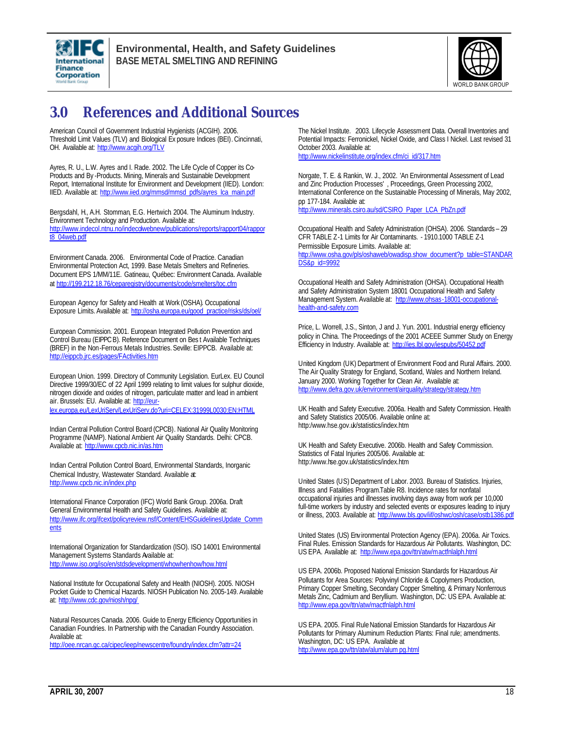# 3.0 References and Additional Sources

American Council of Government Industrial Hygienists (ACGIH). 2006. Threshold Limit Values (TLV) and Biological Ex posure Indices (BEI). Cincinnati, OH. Available at: http://www.acgih.org/TLV

Ayres, R. U., L.W. Ayres and I. Rade. 2002. The Life Cycle of Copper its Co-Products and By -Products. Mining, Minerals and Sustainable Development Report, International Institute for Environment and Development (IIED). London: IIED. Available at: http://www.iied.org/mmsd/mmsd_pdfs/ayres_lca_main.pdf

Bergsdahl, H., A.H. Stomman, E.G. Hertwich 2004. The Aluminum Industry. Environment Technology and Production. Available at: http://www.indecol.ntnu.no/indecolwebnew/publications/reports/rapport04/rapport8_04web.pdf

Environment Canada. 2006. Environmental Code of Practice. Canadian Environmental Protection Act, 1999. Base Metals Smelters and Refineries. Document EPS 1/MM/11E. Gatineau, Québec: Environment Canada. Available at http://199.212.18.76/ceparegistry/documents/code/smelters/toc.cfm

European Agency for Safety and Health at Work (OSHA). Occupational Exposure Limits. Available at: http://osha.europa.eu/good_practice/risks/ds/oel/

European Commission. 2001. European Integrated Pollution Prevention and Control Bureau (EIPPCB). Reference Document on Bes t Available Techniques (BREF) in the Non-Ferrous Metals Industries. Seville: EIPPCB. Available at: http://eippcb.jrc.es/pages/FActivities.htm

European Union. 1999. Directory of Community Legislation. EurLex. EU Council Directive 1999/30/EC of 22 April 1999 relating to limit values for sulphur dioxide, nitrogen dioxide and oxides of nitrogen, particulate matter and lead in ambient air. Brussels: EU. Available at: http://eur-lex.europa.eu/LexUriServ/LexUriServ.do?uri=CELEX:31999L0030:EN:HTML

Indian Central Pollution Control Board (CPCB). National Air Quality Monitoring Programme (NAMP). National Ambient Air Quality Standards. Delhi: CPCB. Available at: http://www.cpcb.nic.in/as.htm

Indian Central Pollution Control Board, Environmental Standards, Inorganic Chemical Industry, Wastewater Standard. Available at: http://www.cpcb.nic.in/index.php

International Finance Corporation (IFC) World Bank Group. 2006a. Draft General Environmental Health and Safety Guidelines. Available at: http://www.ifc.org/ifcext/policyreview.nsf/Content/EHSGuidelinesUpdate_Comments

International Organization for Standardization (ISO). ISO 14001 Environmental Management Systems Standards Available at: http://www.iso.org/iso/en/stdsdevelopment/whowhenhow/how.html

National Institute for Occupational Safety and Health (NIOSH). 2005. NIOSH Pocket Guide to Chemical Hazards. NIOSH Publication No. 2005-149. Available at: http://www.cdc.gov/niosh/npg/

Natural Resources Canada. 2006. Guide to Energy Efficiency Opportunities in Canadian Foundries. In Partnership with the Canadian Foundry Association. Available at: http://oee.nrcan.gc.ca/cipec/ieep/newscentre/foundry/index.cfm?attr=24

The Nickel Institute. 2003. Lifecycle Assessment Data. Overall Inventories and Potential Impacts: Ferronickel, Nickel Oxide, and Class I Nickel. Last revised 31 October 2003. Available at: http://www.nickelinstitute.org/index.cfm/ci_id/317.htm

Norgate, T. E. & Rankin, W. J., 2002. 'An Environmental Assessment of Lead and Zinc Production Processes' , Proceedings, Green Processing 2002, International Conference on the Sustainable Processing of Minerals, May 2002, pp 177-184. Available at: http://www.minerals.csiro.au/sd/CSIRO_Paper_LCA_PbZn.pdf

Occupational Health and Safety Administration (OHSA). 2006. Standards – 29 CFR TABLE Z-1 Limits for Air Contaminants. - 1910.1000 TABLE Z-1 Permissible Exposure Limits. Available at: http://www.osha.gov/pls/oshaweb/owadisp.show_document?p_table=STANDARDS&p_id=9992

Occupational Health and Safety Administration (OHSA). Occupational Health and Safety Administration System 18001 Occupational Health and Safety Management System. Available at: http://www.ohsas-18001-occupational-health-and-safety.com

Price, L. Worrell, J.S., Sinton, J and J. Yun. 2001. Industrial energy efficiency policy in China. The Proceedings of the 2001 ACEEE Summer Study on Energy Efficiency in Industry. Available at: http://ies.lbl.gov/iespubs/50452.pdf

United Kingdom (UK) Department of Environment Food and Rural Affairs. 2000. The Air Quality Strategy for England, Scotland, Wales and Northern Ireland. January 2000. Working Together for Clean Air. Available at: http://www.defra.gov.uk/environment/airquality/strategy/strategy.htm

UK Health and Safety Executive. 2006a. Health and Safety Commission. Health and Safety Statistics 2005/06. Available online at: http:/www.hse.gov.uk/statistics/index.htm

UK Health and Safety Executive. 2006b. Health and Safety Commission. Statistics of Fatal Injuries 2005/06. Available at: http:/www.hse.gov.uk/statistics/index.htm

United States (US) Department of Labor. 2003. Bureau of Statistics. Injuries, Illness and Fatalities Program.Table R8. Incidence rates for nonfatal occupational injuries and illnesses involving days away from work per 10,000 full-time workers by industry and selected events or exposures leading to injury or illness, 2003. Available at: http://www.bls.gov/iif/oshwc/osh/case/ostb1386.pdf

United States (US) Environmental Protection Agency (EPA). 2006a. Air Toxics. Final Rules. Emission Standards for Hazardous Air Pollutants. Washington, DC: US EPA. Available at: http://www.epa.gov/ttn/atw/mactfnlalph.html

US EPA. 2006b. Proposed National Emission Standards for Hazardous Air Pollutants for Area Sources: Polyvinyl Chloride & Copolymers Production, Primary Copper Smelting, Secondary Copper Smelting, & Primary Nonferrous Metals Zinc, Cadmium and Beryllium. Washington, DC: US EPA. Available at: http://www.epa.gov/ttn/atw/mactfnlalph.html

US EPA. 2005. Final Rule National Emission Standards for Hazardous Air Pollutants for Primary Aluminum Reduction Plants: Final rule; amendments. Washington, DC: US EPA. Available at http://www.epa.gov/ttn/atw/alum/alum pg.html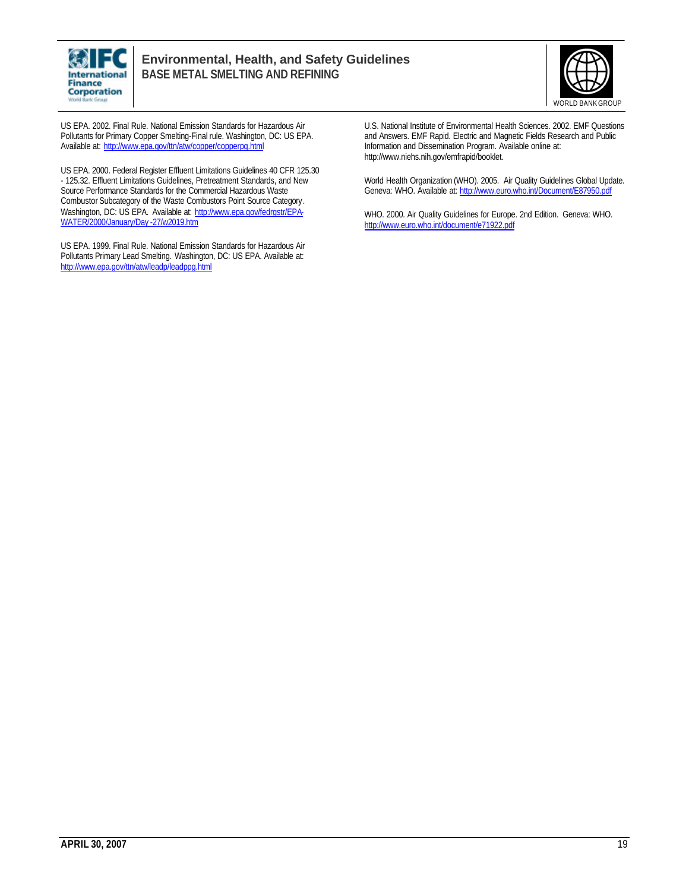US EPA. 2002. Final Rule. National Emission Standards for Hazardous Air Pollutants for Primary Copper Smelting-Final rule. Washington, DC: US EPA. Available at: http://www.epa.gov/ttn/atw/copper/copperpg.html

US EPA. 2000. Federal Register Effluent Limitations Guidelines 40 CFR 125.30 - 125.32. Effluent Limitations Guidelines, Pretreatment Standards, and New Source Performance Standards for the Commercial Hazardous Waste Combustor Subcategory of the Waste Combustors Point Source Category. Washington, DC: US EPA. Available at: http://www.epa.gov/fedrgstr/EPA-WATER/2000/January/Day-27/w2019.htm

US EPA. 1999. Final Rule. National Emission Standards for Hazardous Air Pollutants Primary Lead Smelting. Washington, DC: US EPA. Available at: http://www.epa.gov/ttn/atw/leadp/leadpg.html

U.S. National Institute of Environmental Health Sciences. 2002. EMF Questions and Answers. EMF Rapid. Electric and Magnetic Fields Research and Public Information and Dissemination Program. Available online at: http://www.niehs.nih.gov/emfrapid/booklet.

World Health Organization (WHO). 2005. Air Quality Guidelines Global Update. Geneva: WHO. Available at: http://www.euro.who.int/Document/E87950.pdf

WHO. 2000. Air Quality Guidelines for Europe. 2nd Edition. Geneva: WHO. http://www.euro.who.int/document/e71922.pdf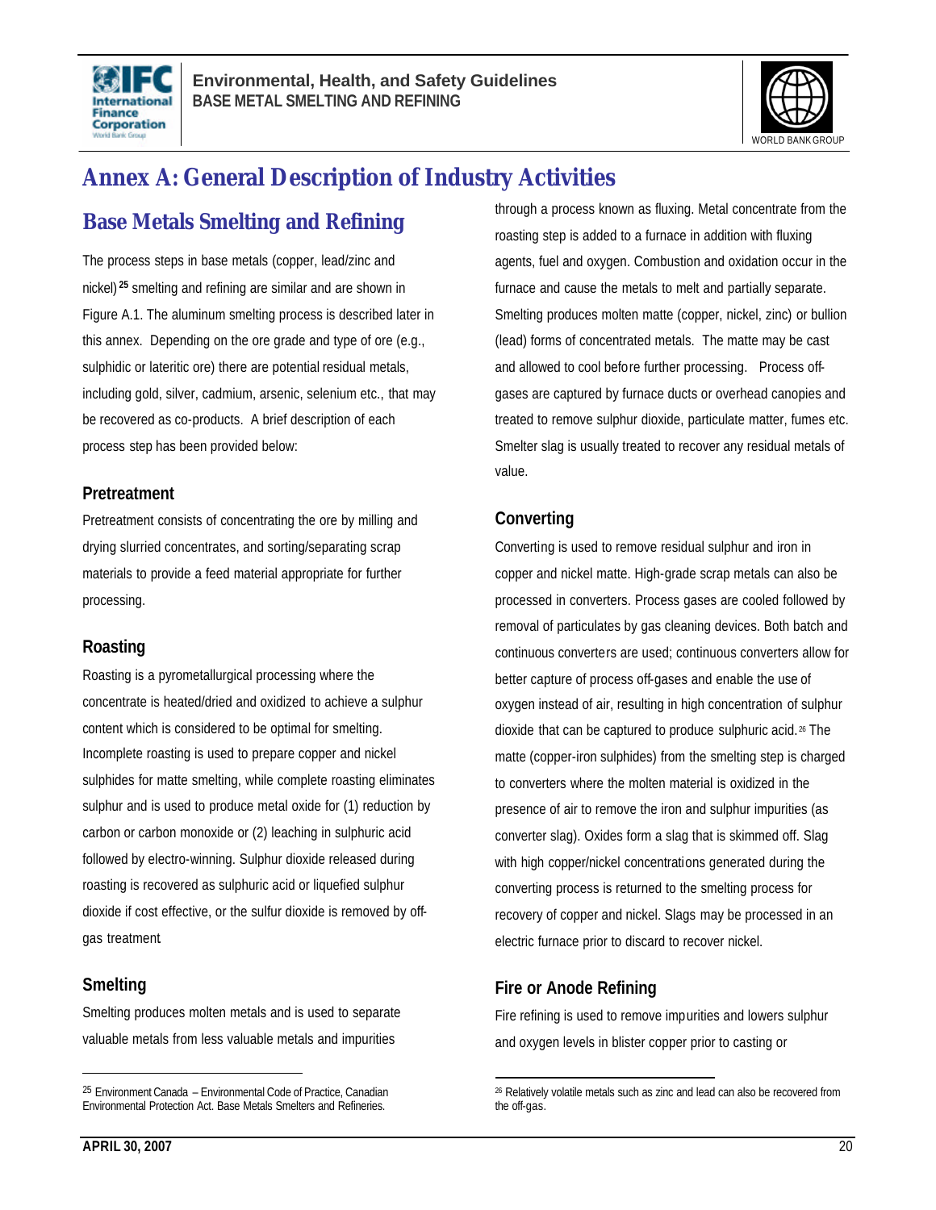# Annex A: General Description of Industry Activities

## Base Metals Smelting and Refining

The process steps in base metals (copper, lead/zinc and nickel)[25] smelting and refining are similar and are shown in Figure A.1. The aluminum smelting process is described later in this annex. Depending on the ore grade and type of ore (e.g., sulphidic or lateritic ore) there are potential residual metals, including gold, silver, cadmium, arsenic, selenium etc., that may be recovered as co-products. A brief description of each process step has been provided below:

### Pretreatment

Pretreatment consists of concentrating the ore by milling and drying slurried concentrates, and sorting/separating scrap materials to provide a feed material appropriate for further processing.

### Roasting

Roasting is a pyrometallurgical processing where the concentrate is heated/dried and oxidized to achieve a sulphur content which is considered to be optimal for smelting. Incomplete roasting is used to prepare copper and nickel sulphides for matte smelting, while complete roasting eliminates sulphur and is used to produce metal oxide for (1) reduction by carbon or carbon monoxide or (2) leaching in sulphuric acid followed by electro-winning. Sulphur dioxide released during roasting is recovered as sulphuric acid or liquefied sulphur dioxide if cost effective, or the sulfur dioxide is removed by off-gas treatment

### Smelting

Smelting produces molten metals and is used to separate valuable metals from less valuable metals and impurities through a process known as fluxing. Metal concentrate from the roasting step is added to a furnace in addition with fluxing agents, fuel and oxygen. Combustion and oxidation occur in the furnace and cause the metals to melt and partially separate. Smelting produces molten matte (copper, nickel, zinc) or bullion (lead) forms of concentrated metals. The matte may be cast and allowed to cool before further processing. Process off-gases are captured by furnace ducts or overhead canopies and treated to remove sulphur dioxide, particulate matter, fumes etc. Smelter slag is usually treated to recover any residual metals of value.

### Converting

Converting is used to remove residual sulphur and iron in copper and nickel matte. High-grade scrap metals can also be processed in converters. Process gases are cooled followed by removal of particulates by gas cleaning devices. Both batch and continuous converters are used; continuous converters allow for better capture of process off-gases and enable the use of oxygen instead of air, resulting in high concentration of sulphur dioxide that can be captured to produce sulphuric acid.[26] The matte (copper-iron sulphides) from the smelting step is charged to converters where the molten material is oxidized in the presence of air to remove the iron and sulphur impurities (as converter slag). Oxides form a slag that is skimmed off. Slag with high copper/nickel concentrations generated during the converting process is returned to the smelting process for recovery of copper and nickel. Slags may be processed in an electric furnace prior to discard to recover nickel.

### Fire or Anode Refining

Fire refining is used to remove impurities and lowers sulphur and oxygen levels in blister copper prior to casting or

---

[25] Environment Canada – Environmental Code of Practice, Canadian Environmental Protection Act. Base Metals Smelters and Refineries.

[26] Relatively volatile metals such as zinc and lead can also be recovered from the off-gas.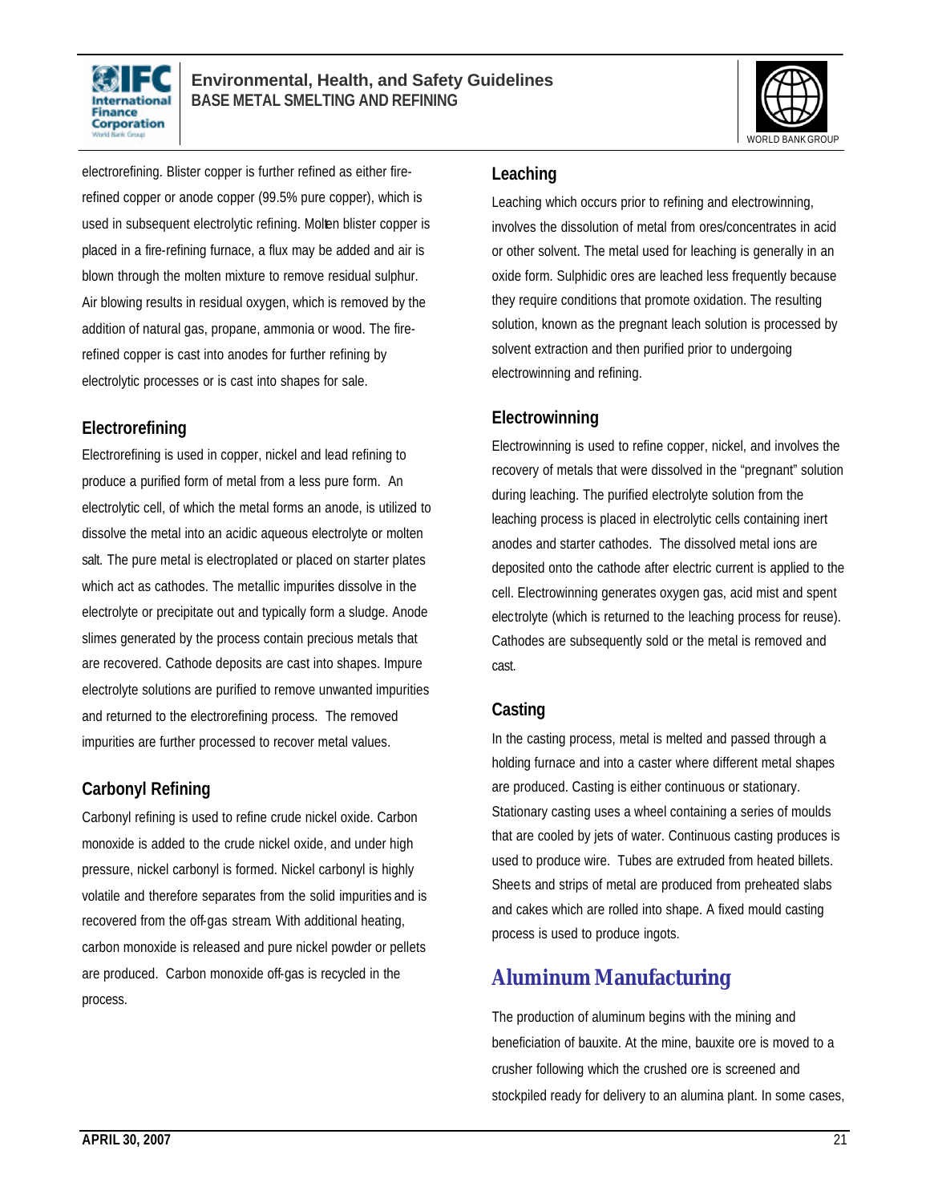electrorefining. Blister copper is further refined as either fire-refined copper or anode copper (99.5% pure copper), which is used in subsequent electrolytic refining. Molten blister copper is placed in a fire-refining furnace, a flux may be added and air is blown through the molten mixture to remove residual sulphur. Air blowing results in residual oxygen, which is removed by the addition of natural gas, propane, ammonia or wood. The fire-refined copper is cast into anodes for further refining by electrolytic processes or is cast into shapes for sale.

### Electrorefining

Electrorefining is used in copper, nickel and lead refining to produce a purified form of metal from a less pure form. An electrolytic cell, of which the metal forms an anode, is utilized to dissolve the metal into an acidic aqueous electrolyte or molten salt. The pure metal is electroplated or placed on starter plates which act as cathodes. The metallic impurities dissolve in the electrolyte or precipitate out and typically form a sludge. Anode slimes generated by the process contain precious metals that are recovered. Cathode deposits are cast into shapes. Impure electrolyte solutions are purified to remove unwanted impurities and returned to the electrorefining process. The removed impurities are further processed to recover metal values.

### Carbonyl Refining

Carbonyl refining is used to refine crude nickel oxide. Carbon monoxide is added to the crude nickel oxide, and under high pressure, nickel carbonyl is formed. Nickel carbonyl is highly volatile and therefore separates from the solid impurities and is recovered from the off-gas stream. With additional heating, carbon monoxide is released and pure nickel powder or pellets are produced. Carbon monoxide off-gas is recycled in the process.

### Leaching

Leaching which occurs prior to refining and electrowinning, involves the dissolution of metal from ores/concentrates in acid or other solvent. The metal used for leaching is generally in an oxide form. Sulphidic ores are leached less frequently because they require conditions that promote oxidation. The resulting solution, known as the pregnant leach solution is processed by solvent extraction and then purified prior to undergoing electrowinning and refining.

### Electrowinning

Electrowinning is used to refine copper, nickel, and involves the recovery of metals that were dissolved in the "pregnant" solution during leaching. The purified electrolyte solution from the leaching process is placed in electrolytic cells containing inert anodes and starter cathodes. The dissolved metal ions are deposited onto the cathode after electric current is applied to the cell. Electrowinning generates oxygen gas, acid mist and spent electrolyte (which is returned to the leaching process for reuse). Cathodes are subsequently sold or the metal is removed and cast.

### Casting

In the casting process, metal is melted and passed through a holding furnace and into a caster where different metal shapes are produced. Casting is either continuous or stationary. Stationary casting uses a wheel containing a series of moulds that are cooled by jets of water. Continuous casting produces is used to produce wire. Tubes are extruded from heated billets. Sheets and strips of metal are produced from preheated slabs and cakes which are rolled into shape. A fixed mould casting process is used to produce ingots.

## Aluminum Manufacturing

The production of aluminum begins with the mining and beneficiation of bauxite. At the mine, bauxite ore is moved to a crusher following which the crushed ore is screened and stockpiled ready for delivery to an alumina plant. In some cases,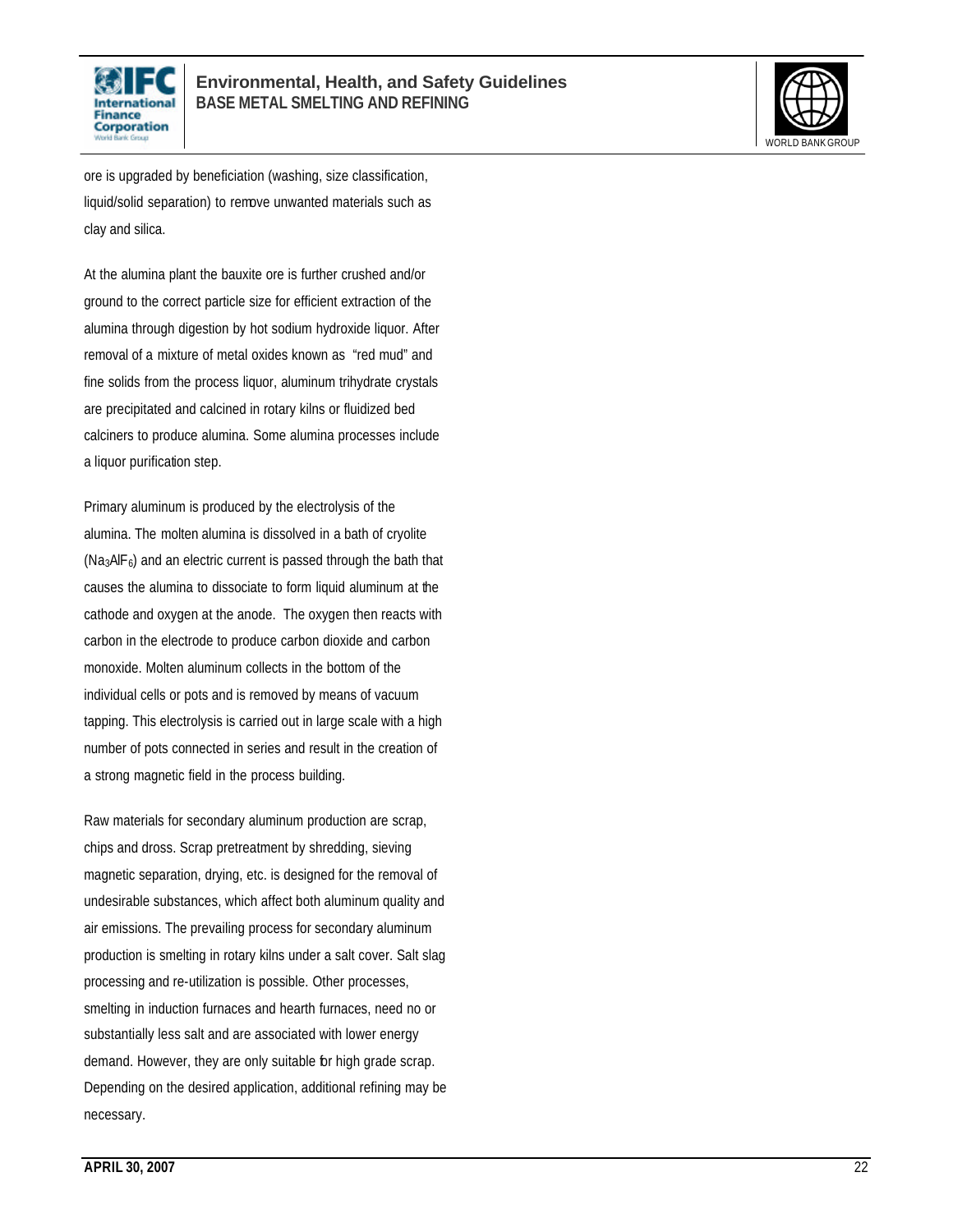ore is upgraded by beneficiation (washing, size classification, liquid/solid separation) to remove unwanted materials such as clay and silica.

At the alumina plant the bauxite ore is further crushed and/or ground to the correct particle size for efficient extraction of the alumina through digestion by hot sodium hydroxide liquor. After removal of a mixture of metal oxides known as "red mud" and fine solids from the process liquor, aluminum trihydrate crystals are precipitated and calcined in rotary kilns or fluidized bed calciners to produce alumina. Some alumina processes include a liquor purification step.

Primary aluminum is produced by the electrolysis of the alumina. The molten alumina is dissolved in a bath of cryolite ($Na_3AlF_6$) and an electric current is passed through the bath that causes the alumina to dissociate to form liquid aluminum at the cathode and oxygen at the anode. The oxygen then reacts with carbon in the electrode to produce carbon dioxide and carbon monoxide. Molten aluminum collects in the bottom of the individual cells or pots and is removed by means of vacuum tapping. This electrolysis is carried out in large scale with a high number of pots connected in series and result in the creation of a strong magnetic field in the process building.

Raw materials for secondary aluminum production are scrap, chips and dross. Scrap pretreatment by shredding, sieving magnetic separation, drying, etc. is designed for the removal of undesirable substances, which affect both aluminum quality and air emissions. The prevailing process for secondary aluminum production is smelting in rotary kilns under a salt cover. Salt slag processing and re-utilization is possible. Other processes, smelting in induction furnaces and hearth furnaces, need no or substantially less salt and are associated with lower energy demand. However, they are only suitable for high grade scrap. Depending on the desired application, additional refining may be necessary.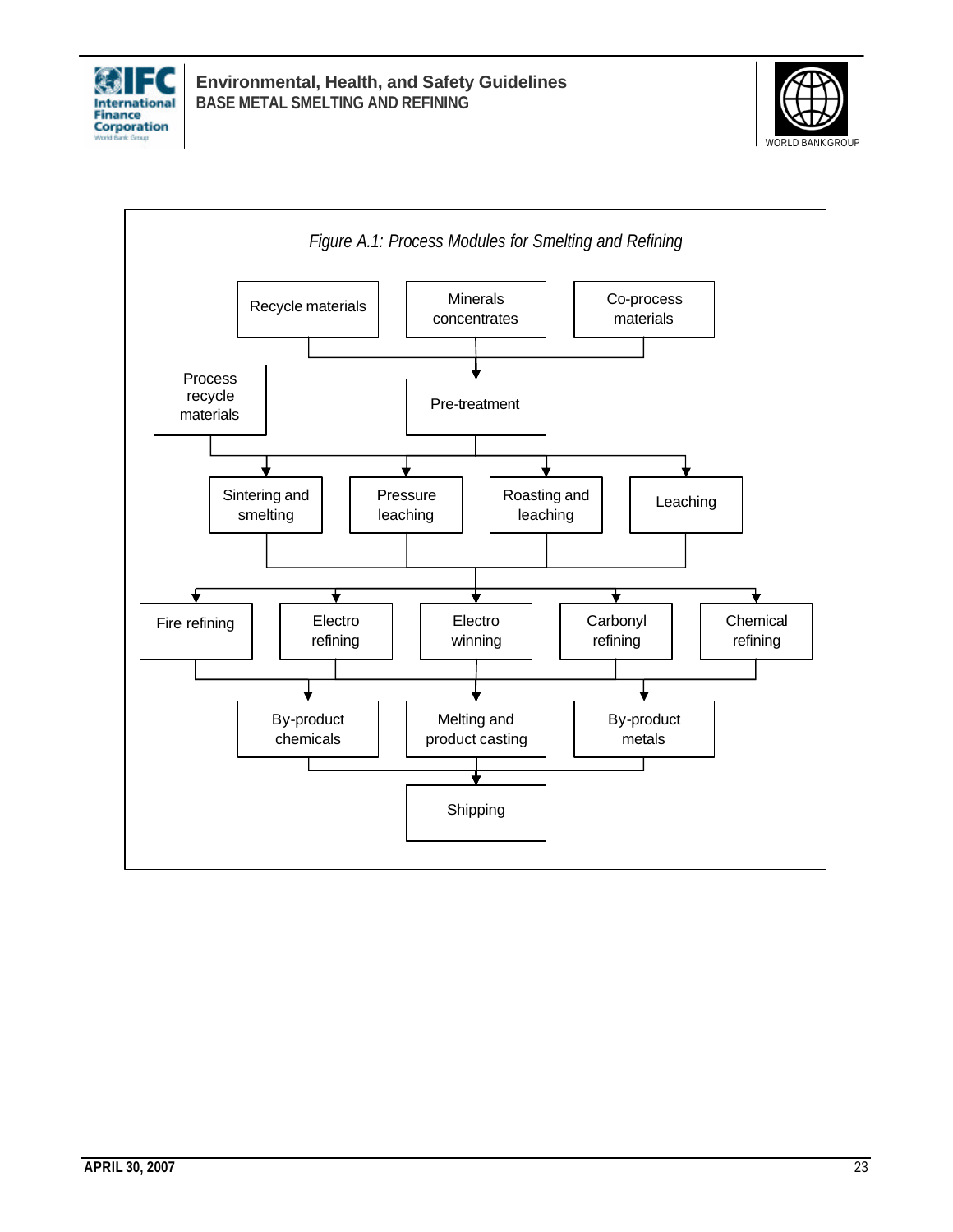*Figure A.1: Process Modules for Smelting and Refining*

Recycle materials

Minerals concentrates

Co-process materials

Process recycle materials

Pre-treatment

Sintering and smelting

Pressure leaching

Roasting and leaching

Leaching

Fire refining

Electro refining

Electro winning

Carbonyl refining

Chemical refining

By-product chemicals

Melting and product casting

By-product metals

Shipping